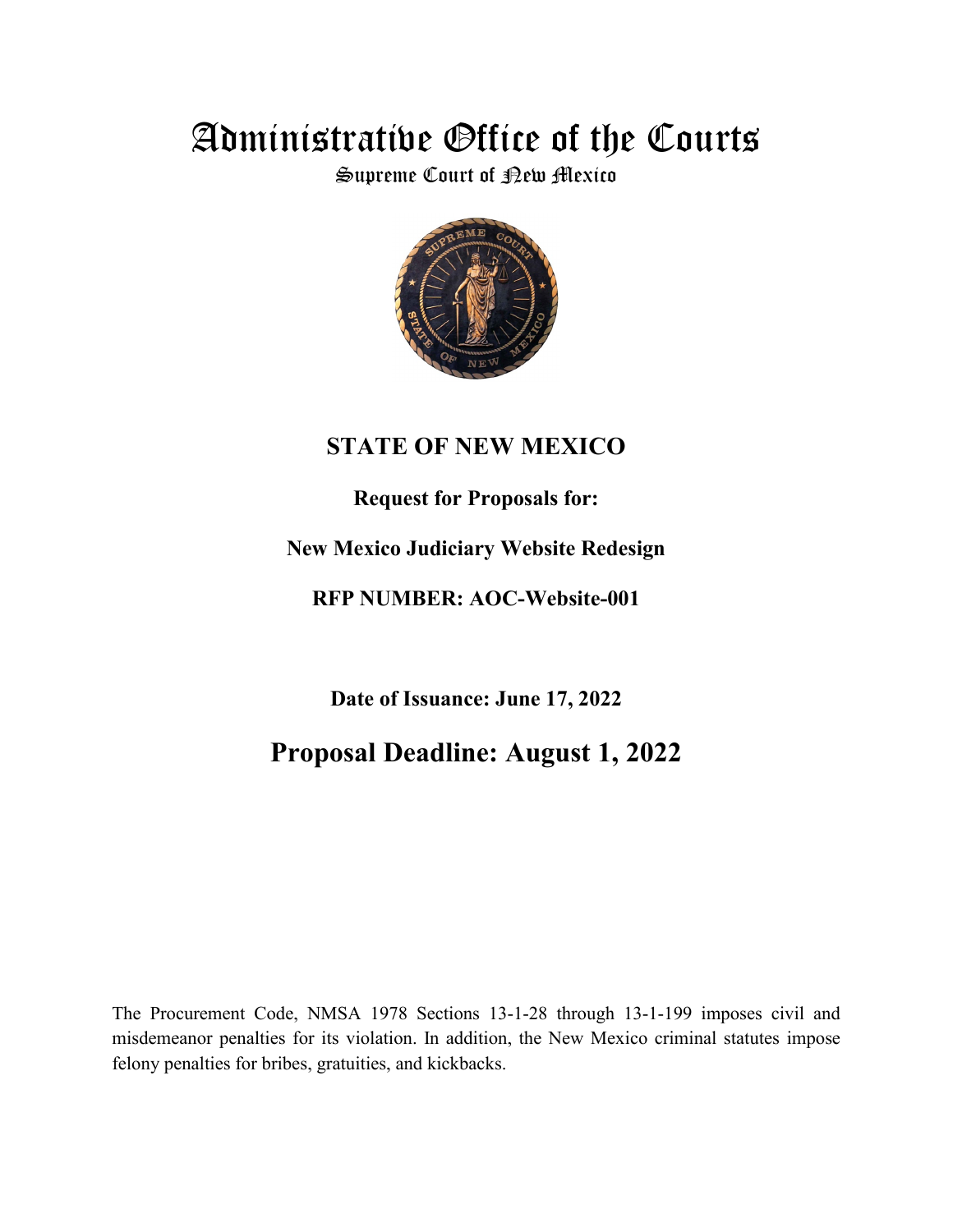# Administrative Office of the Courts

Supreme Court of New Mexico

## STATE OF NEW MEXICO

**Request for Proposals for:**

**New Mexico Judiciary Website Redesign**

**RFP NUMBER: AOC-Website-001**

**Date of Issuance: June 17, 2022**

## Proposal Deadline: August 1, 2022

The Procurement Code, NMSA 1978 Sections 13-1-28 through 13-1-199 imposes civil and misdemeanor penalties for its violation. In addition, the New Mexico criminal statutes impose felony penalties for bribes, gratuities, and kickbacks.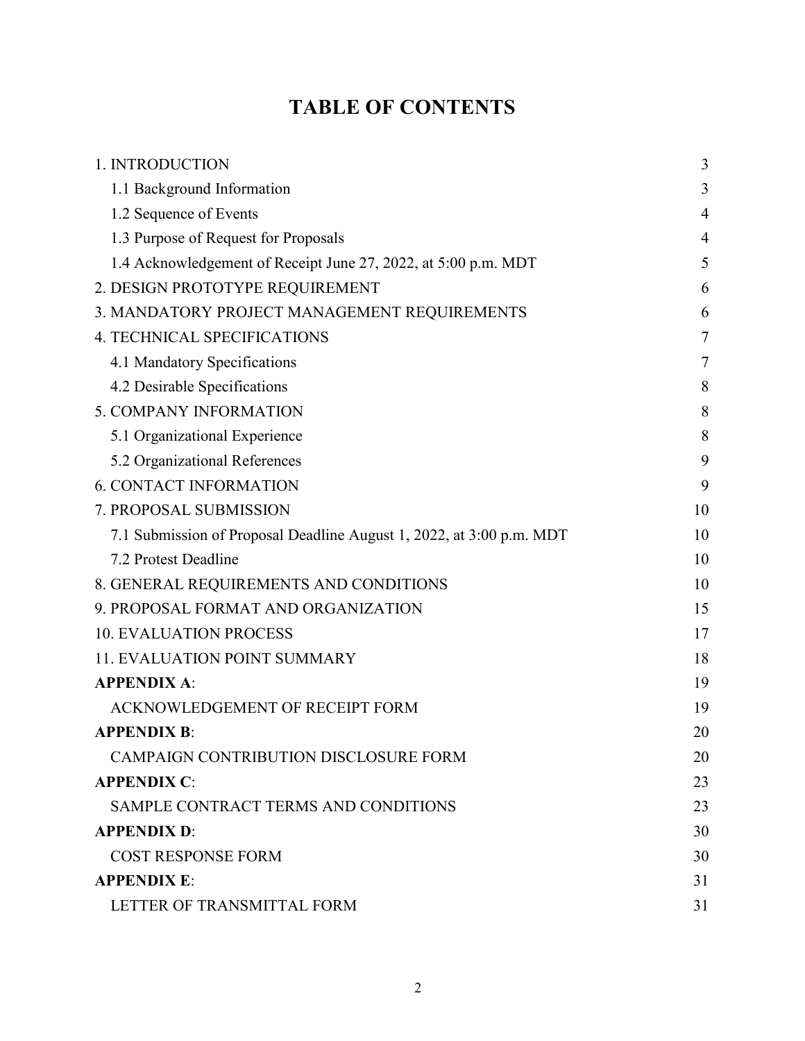# TABLE OF CONTENTS

| | |
|---|---|
| 1. INTRODUCTION | 3 |
| 1.1 Background Information | 3 |
| 1.2 Sequence of Events | 4 |
| 1.3 Purpose of Request for Proposals | 4 |
| 1.4 Acknowledgement of Receipt June 27, 2022, at 5:00 p.m. MDT | 5 |
| 2. DESIGN PROTOTYPE REQUIREMENT | 6 |
| 3. MANDATORY PROJECT MANAGEMENT REQUIREMENTS | 6 |
| 4. TECHNICAL SPECIFICATIONS | 7 |
| 4.1 Mandatory Specifications | 7 |
| 4.2 Desirable Specifications | 8 |
| 5. COMPANY INFORMATION | 8 |
| 5.1 Organizational Experience | 8 |
| 5.2 Organizational References | 9 |
| 6. CONTACT INFORMATION | 9 |
| 7. PROPOSAL SUBMISSION | 10 |
| 7.1 Submission of Proposal Deadline August 1, 2022, at 3:00 p.m. MDT | 10 |
| 7.2 Protest Deadline | 10 |
| 8. GENERAL REQUIREMENTS AND CONDITIONS | 10 |
| 9. PROPOSAL FORMAT AND ORGANIZATION | 15 |
| 10. EVALUATION PROCESS | 17 |
| 11. EVALUATION POINT SUMMARY | 18 |
| **APPENDIX A**: | 19 |
| ACKNOWLEDGEMENT OF RECEIPT FORM | 19 |
| **APPENDIX B**: | 20 |
| CAMPAIGN CONTRIBUTION DISCLOSURE FORM | 20 |
| **APPENDIX C**: | 23 |
| SAMPLE CONTRACT TERMS AND CONDITIONS | 23 |
| **APPENDIX D**: | 30 |
| COST RESPONSE FORM | 30 |
| **APPENDIX E**: | 31 |
| LETTER OF TRANSMITTAL FORM | 31 |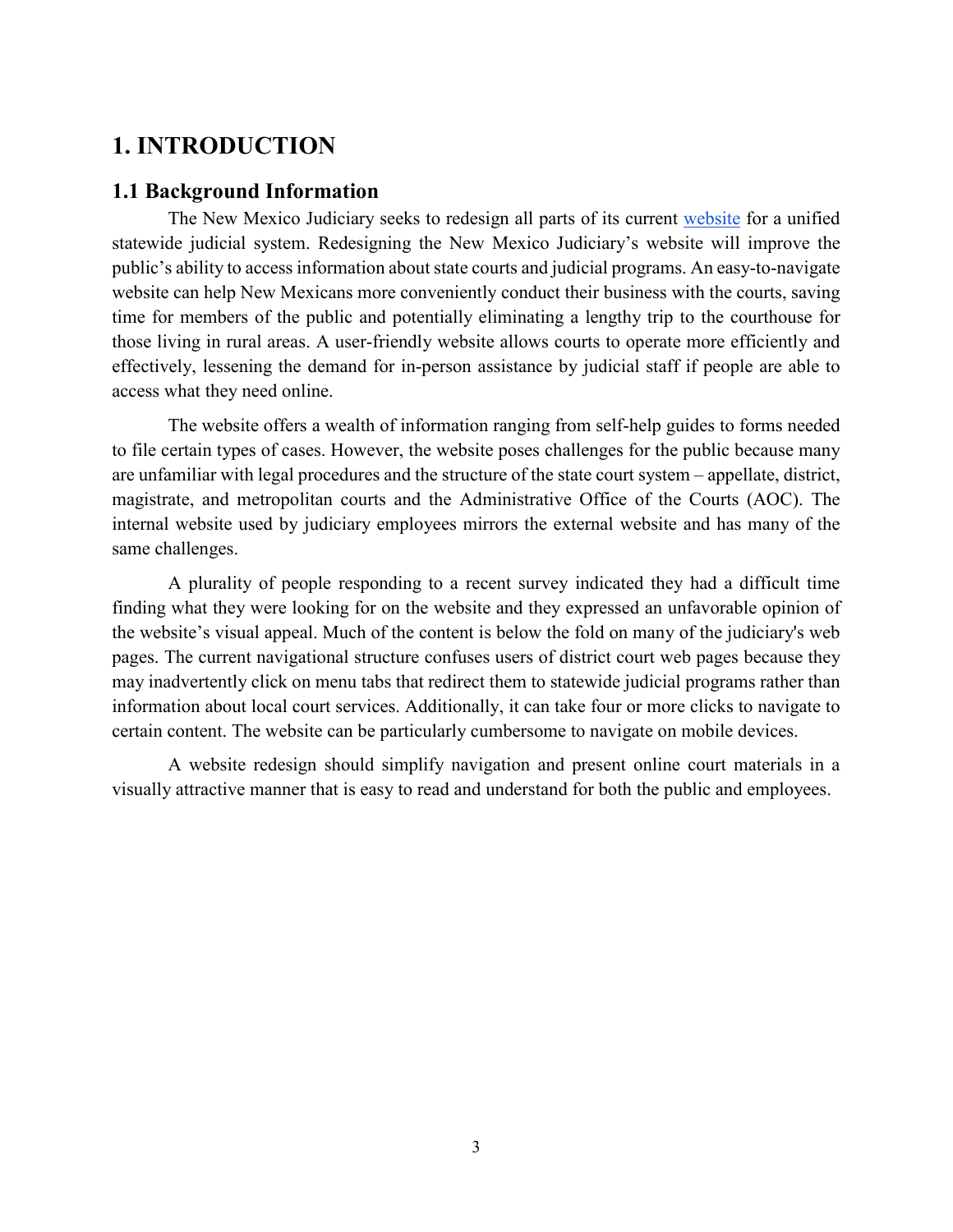# 1. INTRODUCTION

## 1.1 Background Information

The New Mexico Judiciary seeks to redesign all parts of its current website for a unified statewide judicial system. Redesigning the New Mexico Judiciary's website will improve the public's ability to access information about state courts and judicial programs. An easy-to-navigate website can help New Mexicans more conveniently conduct their business with the courts, saving time for members of the public and potentially eliminating a lengthy trip to the courthouse for those living in rural areas. A user-friendly website allows courts to operate more efficiently and effectively, lessening the demand for in-person assistance by judicial staff if people are able to access what they need online.

The website offers a wealth of information ranging from self-help guides to forms needed to file certain types of cases. However, the website poses challenges for the public because many are unfamiliar with legal procedures and the structure of the state court system – appellate, district, magistrate, and metropolitan courts and the Administrative Office of the Courts (AOC). The internal website used by judiciary employees mirrors the external website and has many of the same challenges.

A plurality of people responding to a recent survey indicated they had a difficult time finding what they were looking for on the website and they expressed an unfavorable opinion of the website's visual appeal. Much of the content is below the fold on many of the judiciary's web pages. The current navigational structure confuses users of district court web pages because they may inadvertently click on menu tabs that redirect them to statewide judicial programs rather than information about local court services. Additionally, it can take four or more clicks to navigate to certain content. The website can be particularly cumbersome to navigate on mobile devices.

A website redesign should simplify navigation and present online court materials in a visually attractive manner that is easy to read and understand for both the public and employees.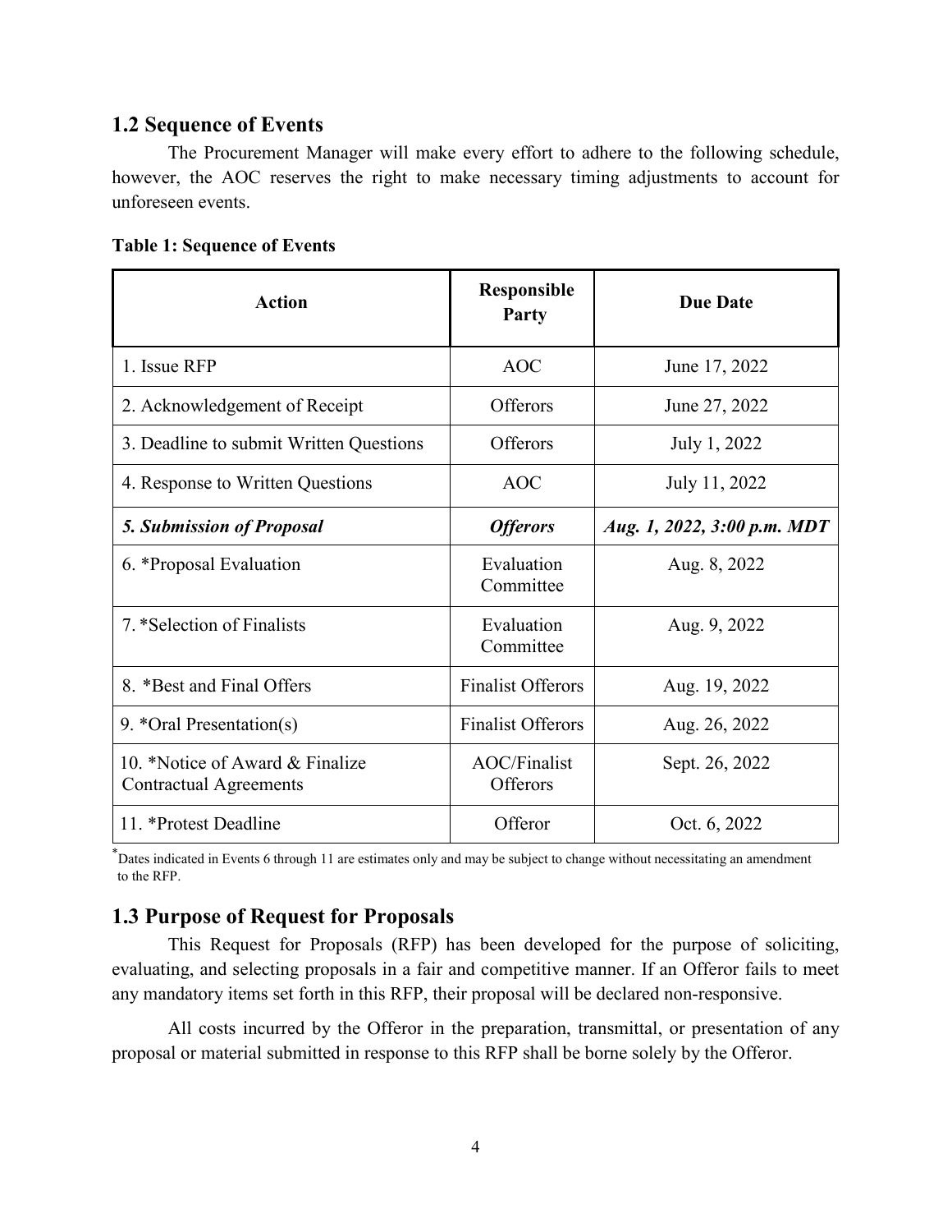## 1.2 Sequence of Events

The Procurement Manager will make every effort to adhere to the following schedule, however, the AOC reserves the right to make necessary timing adjustments to account for unforeseen events.

**Table 1: Sequence of Events**

| Action | Responsible Party | Due Date |
|---|---|---|
| 1. Issue RFP | AOC | June 17, 2022 |
| 2. Acknowledgement of Receipt | Offerors | June 27, 2022 |
| 3. Deadline to submit Written Questions | Offerors | July 1, 2022 |
| 4. Response to Written Questions | AOC | July 11, 2022 |
| ***5. Submission of Proposal*** | ***Offerors*** | ***Aug. 1, 2022, 3:00 p.m. MDT*** |
| 6. *Proposal Evaluation | Evaluation Committee | Aug. 8, 2022 |
| 7. *Selection of Finalists | Evaluation Committee | Aug. 9, 2022 |
| 8. *Best and Final Offers | Finalist Offerors | Aug. 19, 2022 |
| 9. *Oral Presentation(s) | Finalist Offerors | Aug. 26, 2022 |
| 10. *Notice of Award & Finalize Contractual Agreements | AOC/Finalist Offerors | Sept. 26, 2022 |
| 11. *Protest Deadline | Offeror | Oct. 6, 2022 |

*Dates indicated in Events 6 through 11 are estimates only and may be subject to change without necessitating an amendment to the RFP.

## 1.3 Purpose of Request for Proposals

This Request for Proposals (RFP) has been developed for the purpose of soliciting, evaluating, and selecting proposals in a fair and competitive manner. If an Offeror fails to meet any mandatory items set forth in this RFP, their proposal will be declared non-responsive.

All costs incurred by the Offeror in the preparation, transmittal, or presentation of any proposal or material submitted in response to this RFP shall be borne solely by the Offeror.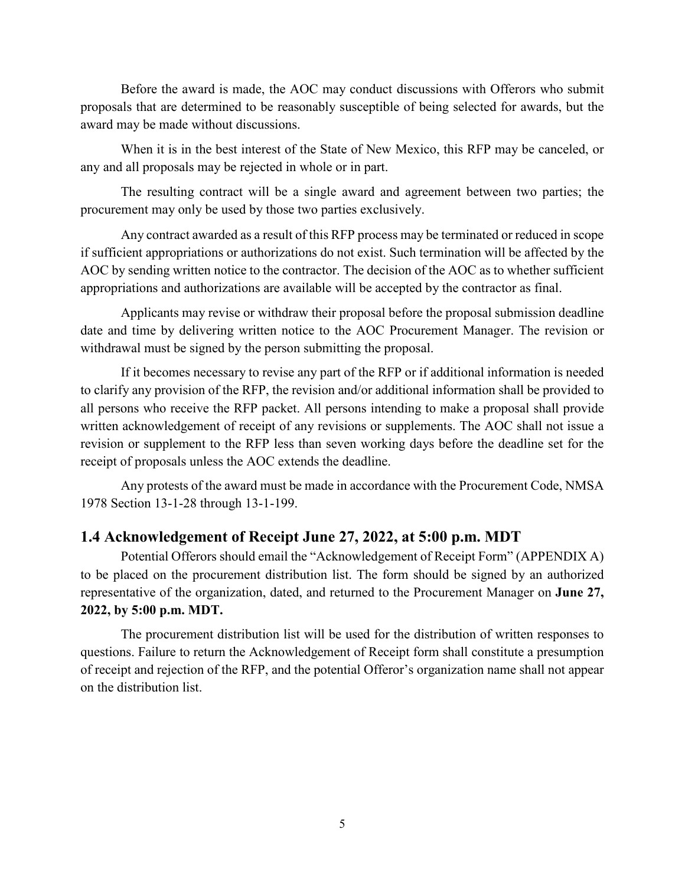Before the award is made, the AOC may conduct discussions with Offerors who submit proposals that are determined to be reasonably susceptible of being selected for awards, but the award may be made without discussions.

When it is in the best interest of the State of New Mexico, this RFP may be canceled, or any and all proposals may be rejected in whole or in part.

The resulting contract will be a single award and agreement between two parties; the procurement may only be used by those two parties exclusively.

Any contract awarded as a result of this RFP process may be terminated or reduced in scope if sufficient appropriations or authorizations do not exist. Such termination will be affected by the AOC by sending written notice to the contractor. The decision of the AOC as to whether sufficient appropriations and authorizations are available will be accepted by the contractor as final.

Applicants may revise or withdraw their proposal before the proposal submission deadline date and time by delivering written notice to the AOC Procurement Manager. The revision or withdrawal must be signed by the person submitting the proposal.

If it becomes necessary to revise any part of the RFP or if additional information is needed to clarify any provision of the RFP, the revision and/or additional information shall be provided to all persons who receive the RFP packet. All persons intending to make a proposal shall provide written acknowledgement of receipt of any revisions or supplements. The AOC shall not issue a revision or supplement to the RFP less than seven working days before the deadline set for the receipt of proposals unless the AOC extends the deadline.

Any protests of the award must be made in accordance with the Procurement Code, NMSA 1978 Section 13-1-28 through 13-1-199.

## 1.4 Acknowledgement of Receipt June 27, 2022, at 5:00 p.m. MDT

Potential Offerors should email the "Acknowledgement of Receipt Form" (APPENDIX A) to be placed on the procurement distribution list. The form should be signed by an authorized representative of the organization, dated, and returned to the Procurement Manager on **June 27, 2022, by 5:00 p.m. MDT.**

The procurement distribution list will be used for the distribution of written responses to questions. Failure to return the Acknowledgement of Receipt form shall constitute a presumption of receipt and rejection of the RFP, and the potential Offeror's organization name shall not appear on the distribution list.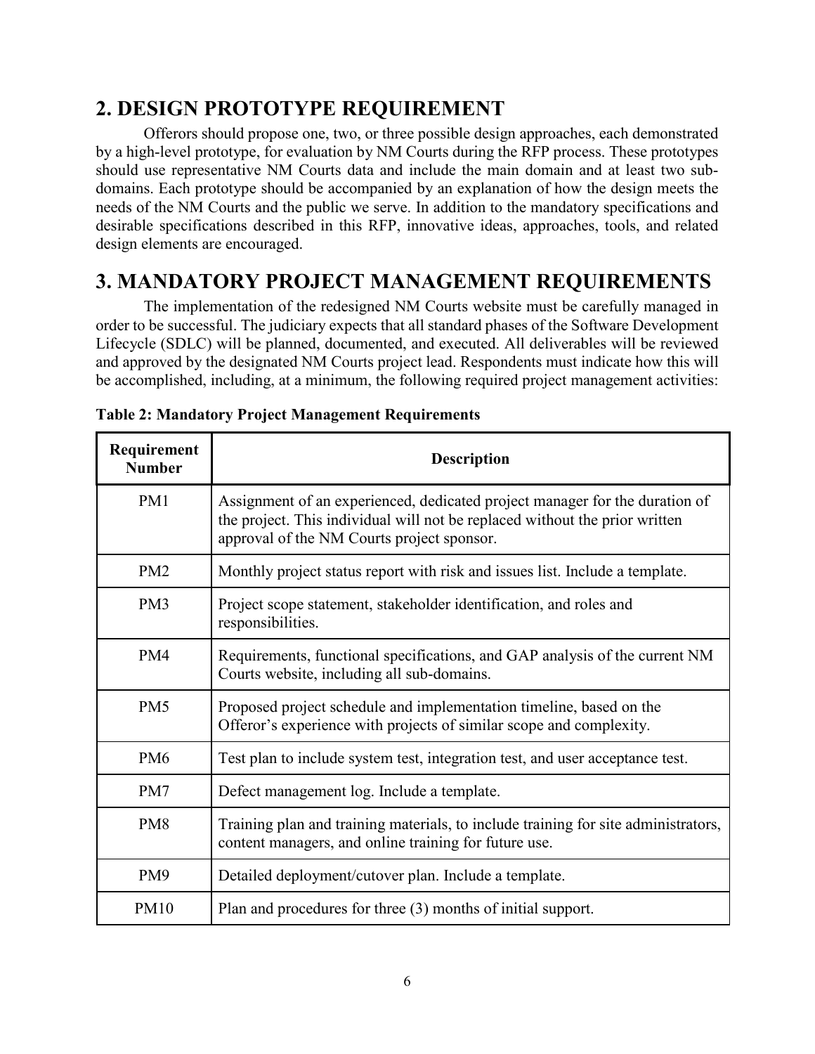## 2. DESIGN PROTOTYPE REQUIREMENT

Offerors should propose one, two, or three possible design approaches, each demonstrated by a high-level prototype, for evaluation by NM Courts during the RFP process. These prototypes should use representative NM Courts data and include the main domain and at least two sub-domains. Each prototype should be accompanied by an explanation of how the design meets the needs of the NM Courts and the public we serve. In addition to the mandatory specifications and desirable specifications described in this RFP, innovative ideas, approaches, tools, and related design elements are encouraged.

## 3. MANDATORY PROJECT MANAGEMENT REQUIREMENTS

The implementation of the redesigned NM Courts website must be carefully managed in order to be successful. The judiciary expects that all standard phases of the Software Development Lifecycle (SDLC) will be planned, documented, and executed. All deliverables will be reviewed and approved by the designated NM Courts project lead. Respondents must indicate how this will be accomplished, including, at a minimum, the following required project management activities:

**Table 2: Mandatory Project Management Requirements**

| Requirement Number | Description |
|---|---|
| PM1 | Assignment of an experienced, dedicated project manager for the duration of the project. This individual will not be replaced without the prior written approval of the NM Courts project sponsor. |
| PM2 | Monthly project status report with risk and issues list. Include a template. |
| PM3 | Project scope statement, stakeholder identification, and roles and responsibilities. |
| PM4 | Requirements, functional specifications, and GAP analysis of the current NM Courts website, including all sub-domains. |
| PM5 | Proposed project schedule and implementation timeline, based on the Offeror's experience with projects of similar scope and complexity. |
| PM6 | Test plan to include system test, integration test, and user acceptance test. |
| PM7 | Defect management log. Include a template. |
| PM8 | Training plan and training materials, to include training for site administrators, content managers, and online training for future use. |
| PM9 | Detailed deployment/cutover plan. Include a template. |
| PM10 | Plan and procedures for three (3) months of initial support. |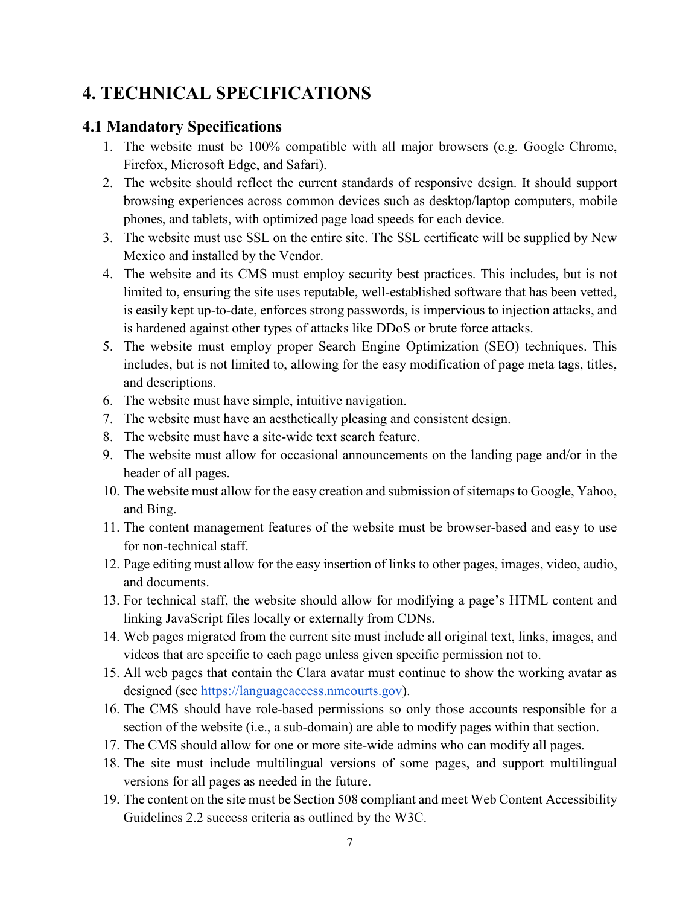# 4. TECHNICAL SPECIFICATIONS

## 4.1 Mandatory Specifications

1. The website must be 100% compatible with all major browsers (e.g. Google Chrome, Firefox, Microsoft Edge, and Safari).
2. The website should reflect the current standards of responsive design. It should support browsing experiences across common devices such as desktop/laptop computers, mobile phones, and tablets, with optimized page load speeds for each device.
3. The website must use SSL on the entire site. The SSL certificate will be supplied by New Mexico and installed by the Vendor.
4. The website and its CMS must employ security best practices. This includes, but is not limited to, ensuring the site uses reputable, well-established software that has been vetted, is easily kept up-to-date, enforces strong passwords, is impervious to injection attacks, and is hardened against other types of attacks like DDoS or brute force attacks.
5. The website must employ proper Search Engine Optimization (SEO) techniques. This includes, but is not limited to, allowing for the easy modification of page meta tags, titles, and descriptions.
6. The website must have simple, intuitive navigation.
7. The website must have an aesthetically pleasing and consistent design.
8. The website must have a site-wide text search feature.
9. The website must allow for occasional announcements on the landing page and/or in the header of all pages.
10. The website must allow for the easy creation and submission of sitemaps to Google, Yahoo, and Bing.
11. The content management features of the website must be browser-based and easy to use for non-technical staff.
12. Page editing must allow for the easy insertion of links to other pages, images, video, audio, and documents.
13. For technical staff, the website should allow for modifying a page's HTML content and linking JavaScript files locally or externally from CDNs.
14. Web pages migrated from the current site must include all original text, links, images, and videos that are specific to each page unless given specific permission not to.
15. All web pages that contain the Clara avatar must continue to show the working avatar as designed (see [https://languageaccess.nmcourts.gov](https://languageaccess.nmcourts.gov)).
16. The CMS should have role-based permissions so only those accounts responsible for a section of the website (i.e., a sub-domain) are able to modify pages within that section.
17. The CMS should allow for one or more site-wide admins who can modify all pages.
18. The site must include multilingual versions of some pages, and support multilingual versions for all pages as needed in the future.
19. The content on the site must be Section 508 compliant and meet Web Content Accessibility Guidelines 2.2 success criteria as outlined by the W3C.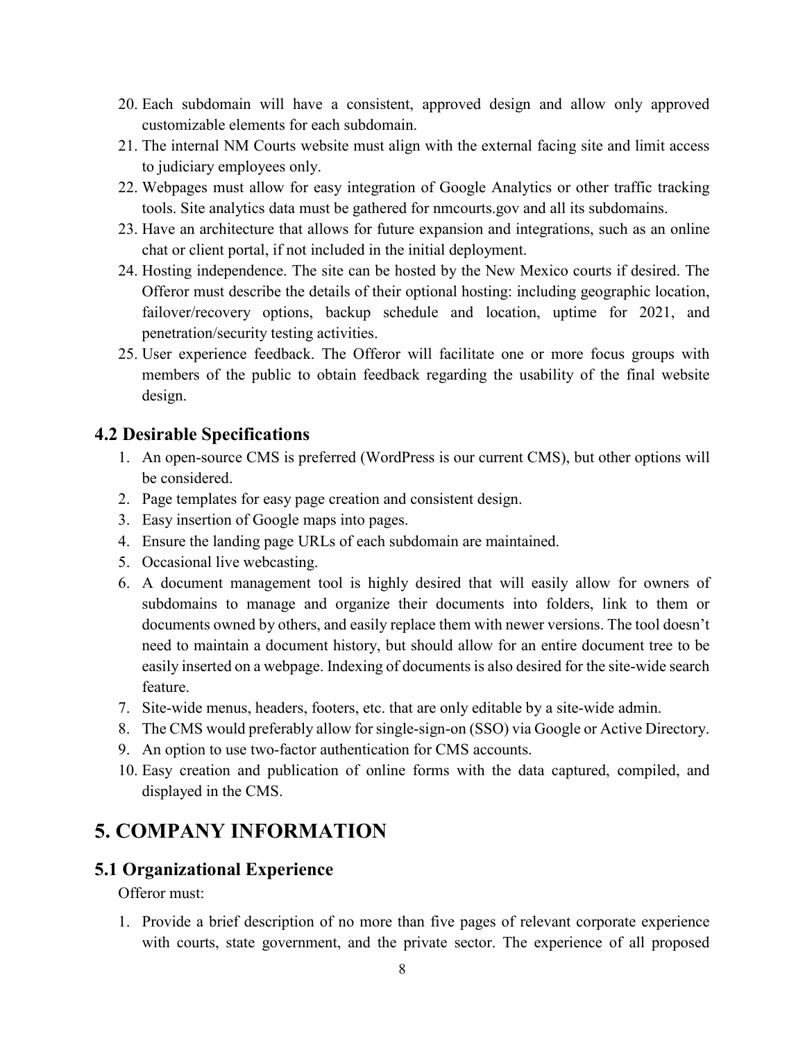20. Each subdomain will have a consistent, approved design and allow only approved customizable elements for each subdomain.
21. The internal NM Courts website must align with the external facing site and limit access to judiciary employees only.
22. Webpages must allow for easy integration of Google Analytics or other traffic tracking tools. Site analytics data must be gathered for nmcourts.gov and all its subdomains.
23. Have an architecture that allows for future expansion and integrations, such as an online chat or client portal, if not included in the initial deployment.
24. Hosting independence. The site can be hosted by the New Mexico courts if desired. The Offeror must describe the details of their optional hosting: including geographic location, failover/recovery options, backup schedule and location, uptime for 2021, and penetration/security testing activities.
25. User experience feedback. The Offeror will facilitate one or more focus groups with members of the public to obtain feedback regarding the usability of the final website design.

## 4.2 Desirable Specifications

1. An open-source CMS is preferred (WordPress is our current CMS), but other options will be considered.
2. Page templates for easy page creation and consistent design.
3. Easy insertion of Google maps into pages.
4. Ensure the landing page URLs of each subdomain are maintained.
5. Occasional live webcasting.
6. A document management tool is highly desired that will easily allow for owners of subdomains to manage and organize their documents into folders, link to them or documents owned by others, and easily replace them with newer versions. The tool doesn't need to maintain a document history, but should allow for an entire document tree to be easily inserted on a webpage. Indexing of documents is also desired for the site-wide search feature.
7. Site-wide menus, headers, footers, etc. that are only editable by a site-wide admin.
8. The CMS would preferably allow for single-sign-on (SSO) via Google or Active Directory.
9. An option to use two-factor authentication for CMS accounts.
10. Easy creation and publication of online forms with the data captured, compiled, and displayed in the CMS.

# 5. COMPANY INFORMATION

## 5.1 Organizational Experience

Offeror must:

1. Provide a brief description of no more than five pages of relevant corporate experience with courts, state government, and the private sector. The experience of all proposed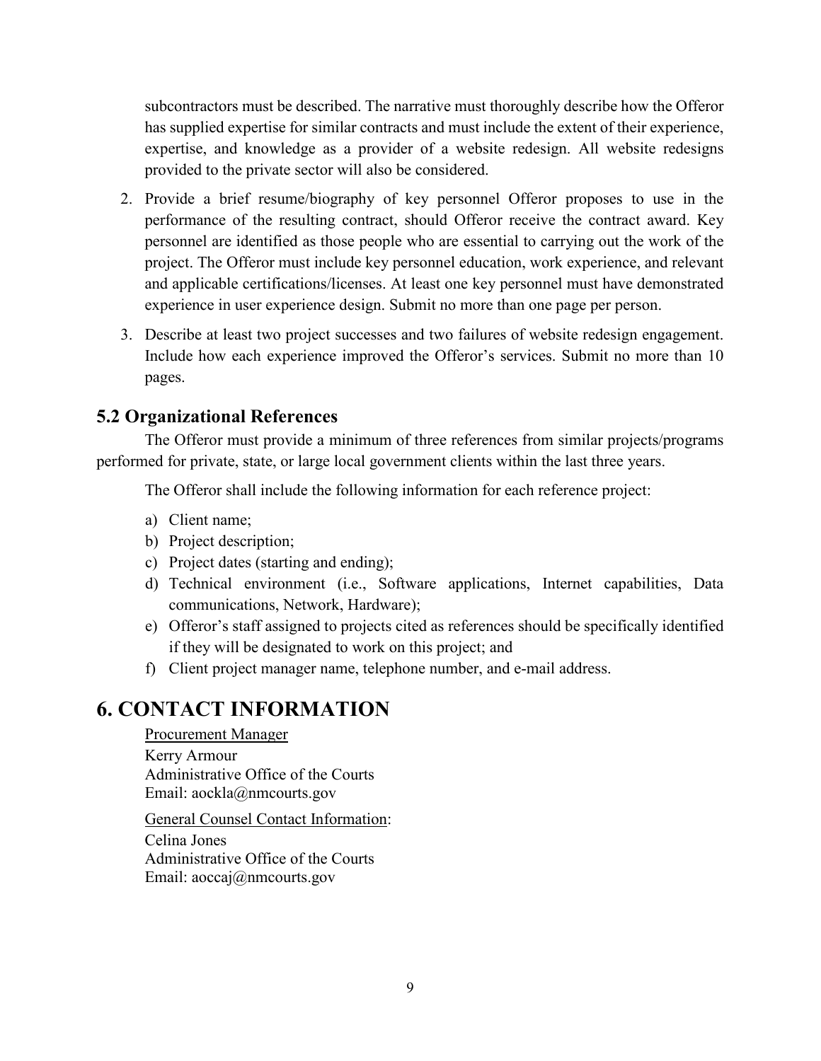subcontractors must be described. The narrative must thoroughly describe how the Offeror has supplied expertise for similar contracts and must include the extent of their experience, expertise, and knowledge as a provider of a website redesign. All website redesigns provided to the private sector will also be considered.

2. Provide a brief resume/biography of key personnel Offeror proposes to use in the performance of the resulting contract, should Offeror receive the contract award. Key personnel are identified as those people who are essential to carrying out the work of the project. The Offeror must include key personnel education, work experience, and relevant and applicable certifications/licenses. At least one key personnel must have demonstrated experience in user experience design. Submit no more than one page per person.
3. Describe at least two project successes and two failures of website redesign engagement. Include how each experience improved the Offeror's services. Submit no more than 10 pages.

## 5.2 Organizational References

The Offeror must provide a minimum of three references from similar projects/programs performed for private, state, or large local government clients within the last three years.

The Offeror shall include the following information for each reference project:

a) Client name;
b) Project description;
c) Project dates (starting and ending);
d) Technical environment (i.e., Software applications, Internet capabilities, Data communications, Network, Hardware);
e) Offeror's staff assigned to projects cited as references should be specifically identified if they will be designated to work on this project; and
f) Client project manager name, telephone number, and e-mail address.

# 6. CONTACT INFORMATION

Procurement Manager
Kerry Armour
Administrative Office of the Courts
Email: aockla@nmcourts.gov

General Counsel Contact Information:
Celina Jones
Administrative Office of the Courts
Email: aoccaj@nmcourts.gov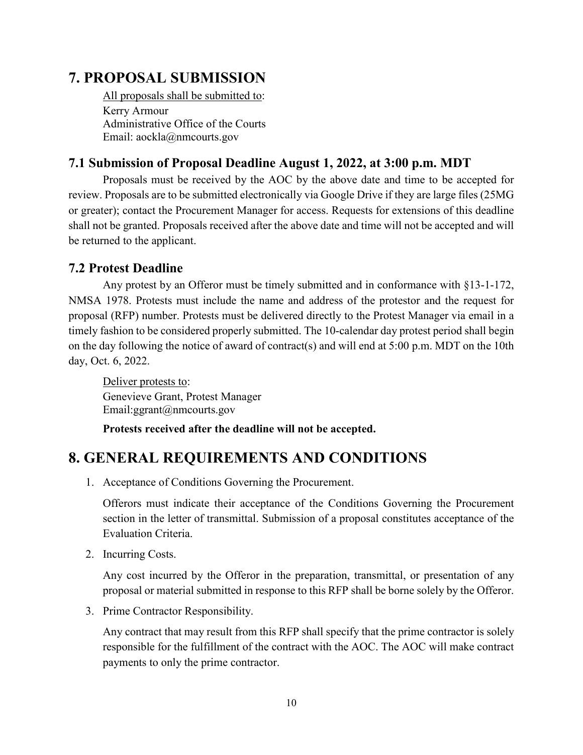# 7. PROPOSAL SUBMISSION

<u>All proposals shall be submitted to</u>:
Kerry Armour
Administrative Office of the Courts
Email: aockla@nmcourts.gov

## 7.1 Submission of Proposal Deadline August 1, 2022, at 3:00 p.m. MDT

Proposals must be received by the AOC by the above date and time to be accepted for review. Proposals are to be submitted electronically via Google Drive if they are large files (25MG or greater); contact the Procurement Manager for access. Requests for extensions of this deadline shall not be granted. Proposals received after the above date and time will not be accepted and will be returned to the applicant.

## 7.2 Protest Deadline

Any protest by an Offeror must be timely submitted and in conformance with §13-1-172, NMSA 1978. Protests must include the name and address of the protestor and the request for proposal (RFP) number. Protests must be delivered directly to the Protest Manager via email in a timely fashion to be considered properly submitted. The 10-calendar day protest period shall begin on the day following the notice of award of contract(s) and will end at 5:00 p.m. MDT on the 10th day, Oct. 6, 2022.

<u>Deliver protests to</u>:
Genevieve Grant, Protest Manager
Email:ggrant@nmcourts.gov

**Protests received after the deadline will not be accepted.**

# 8. GENERAL REQUIREMENTS AND CONDITIONS

1. Acceptance of Conditions Governing the Procurement.

   Offerors must indicate their acceptance of the Conditions Governing the Procurement section in the letter of transmittal. Submission of a proposal constitutes acceptance of the Evaluation Criteria.

2. Incurring Costs.

   Any cost incurred by the Offeror in the preparation, transmittal, or presentation of any proposal or material submitted in response to this RFP shall be borne solely by the Offeror.

3. Prime Contractor Responsibility.

   Any contract that may result from this RFP shall specify that the prime contractor is solely responsible for the fulfillment of the contract with the AOC. The AOC will make contract payments to only the prime contractor.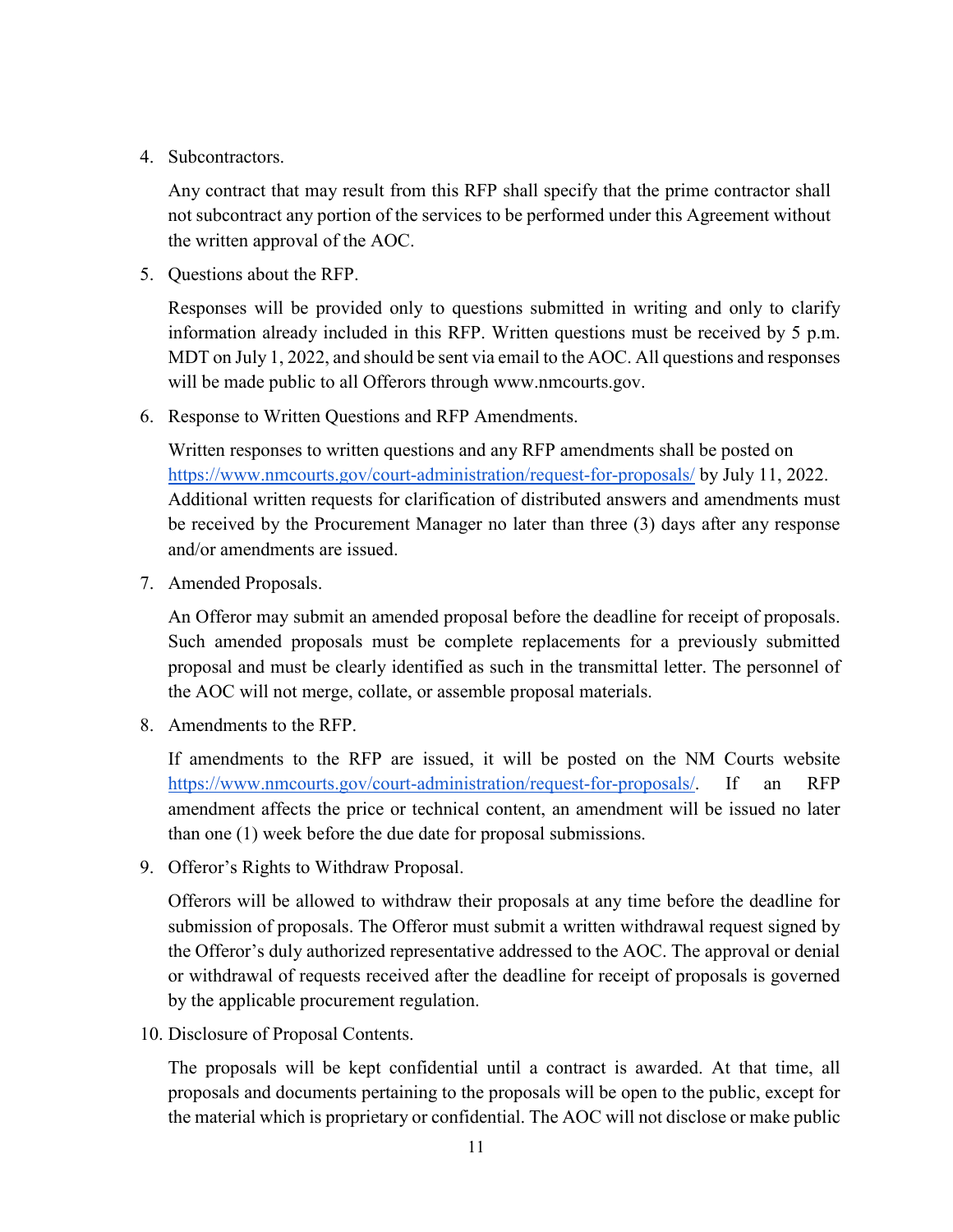4. Subcontractors.

   Any contract that may result from this RFP shall specify that the prime contractor shall not subcontract any portion of the services to be performed under this Agreement without the written approval of the AOC.

5. Questions about the RFP.

   Responses will be provided only to questions submitted in writing and only to clarify information already included in this RFP. Written questions must be received by 5 p.m. MDT on July 1, 2022, and should be sent via email to the AOC. All questions and responses will be made public to all Offerors through www.nmcourts.gov.

6. Response to Written Questions and RFP Amendments.

   Written responses to written questions and any RFP amendments shall be posted on [https://www.nmcourts.gov/court-administration/request-for-proposals/](https://www.nmcourts.gov/court-administration/request-for-proposals/) by July 11, 2022. Additional written requests for clarification of distributed answers and amendments must be received by the Procurement Manager no later than three (3) days after any response and/or amendments are issued.

7. Amended Proposals.

   An Offeror may submit an amended proposal before the deadline for receipt of proposals. Such amended proposals must be complete replacements for a previously submitted proposal and must be clearly identified as such in the transmittal letter. The personnel of the AOC will not merge, collate, or assemble proposal materials.

8. Amendments to the RFP.

   If amendments to the RFP are issued, it will be posted on the NM Courts website [https://www.nmcourts.gov/court-administration/request-for-proposals/](https://www.nmcourts.gov/court-administration/request-for-proposals/). If an RFP amendment affects the price or technical content, an amendment will be issued no later than one (1) week before the due date for proposal submissions.

9. Offeror's Rights to Withdraw Proposal.

   Offerors will be allowed to withdraw their proposals at any time before the deadline for submission of proposals. The Offeror must submit a written withdrawal request signed by the Offeror's duly authorized representative addressed to the AOC. The approval or denial or withdrawal of requests received after the deadline for receipt of proposals is governed by the applicable procurement regulation.

10. Disclosure of Proposal Contents.

    The proposals will be kept confidential until a contract is awarded. At that time, all proposals and documents pertaining to the proposals will be open to the public, except for the material which is proprietary or confidential. The AOC will not disclose or make public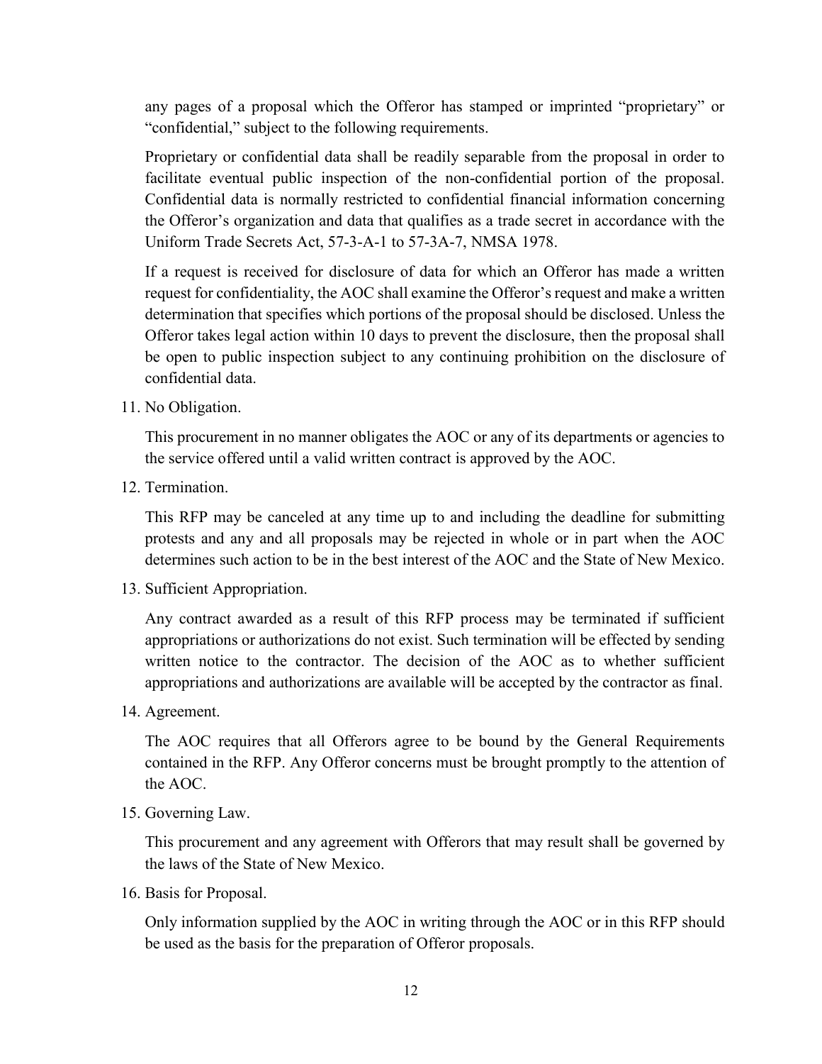any pages of a proposal which the Offeror has stamped or imprinted “proprietary” or “confidential,” subject to the following requirements.

Proprietary or confidential data shall be readily separable from the proposal in order to facilitate eventual public inspection of the non-confidential portion of the proposal. Confidential data is normally restricted to confidential financial information concerning the Offeror’s organization and data that qualifies as a trade secret in accordance with the Uniform Trade Secrets Act, 57-3-A-1 to 57-3A-7, NMSA 1978.

If a request is received for disclosure of data for which an Offeror has made a written request for confidentiality, the AOC shall examine the Offeror’s request and make a written determination that specifies which portions of the proposal should be disclosed. Unless the Offeror takes legal action within 10 days to prevent the disclosure, then the proposal shall be open to public inspection subject to any continuing prohibition on the disclosure of confidential data.

11. No Obligation.

    This procurement in no manner obligates the AOC or any of its departments or agencies to the service offered until a valid written contract is approved by the AOC.

12. Termination.

    This RFP may be canceled at any time up to and including the deadline for submitting protests and any and all proposals may be rejected in whole or in part when the AOC determines such action to be in the best interest of the AOC and the State of New Mexico.

13. Sufficient Appropriation.

    Any contract awarded as a result of this RFP process may be terminated if sufficient appropriations or authorizations do not exist. Such termination will be effected by sending written notice to the contractor. The decision of the AOC as to whether sufficient appropriations and authorizations are available will be accepted by the contractor as final.

14. Agreement.

    The AOC requires that all Offerors agree to be bound by the General Requirements contained in the RFP. Any Offeror concerns must be brought promptly to the attention of the AOC.

15. Governing Law.

    This procurement and any agreement with Offerors that may result shall be governed by the laws of the State of New Mexico.

16. Basis for Proposal.

    Only information supplied by the AOC in writing through the AOC or in this RFP should be used as the basis for the preparation of Offeror proposals.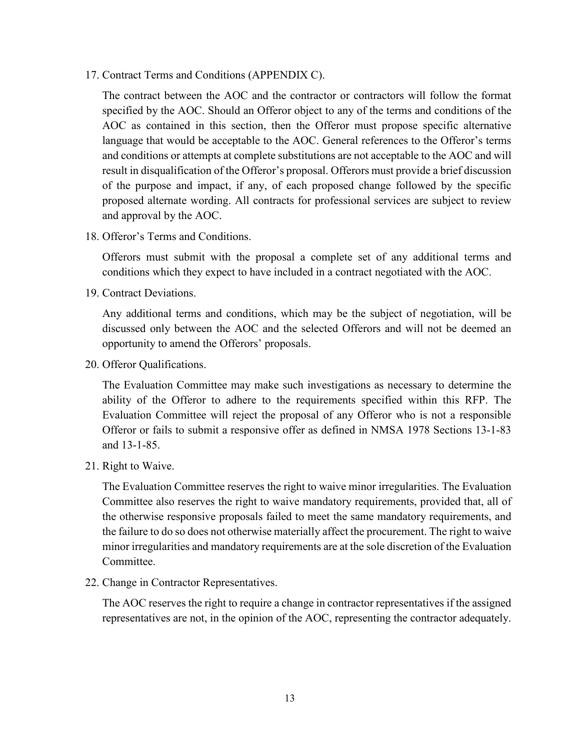17. Contract Terms and Conditions (APPENDIX C).

    The contract between the AOC and the contractor or contractors will follow the format specified by the AOC. Should an Offeror object to any of the terms and conditions of the AOC as contained in this section, then the Offeror must propose specific alternative language that would be acceptable to the AOC. General references to the Offeror's terms and conditions or attempts at complete substitutions are not acceptable to the AOC and will result in disqualification of the Offeror's proposal. Offerors must provide a brief discussion of the purpose and impact, if any, of each proposed change followed by the specific proposed alternate wording. All contracts for professional services are subject to review and approval by the AOC.

18. Offeror's Terms and Conditions.

    Offerors must submit with the proposal a complete set of any additional terms and conditions which they expect to have included in a contract negotiated with the AOC.

19. Contract Deviations.

    Any additional terms and conditions, which may be the subject of negotiation, will be discussed only between the AOC and the selected Offerors and will not be deemed an opportunity to amend the Offerors' proposals.

20. Offeror Qualifications.

    The Evaluation Committee may make such investigations as necessary to determine the ability of the Offeror to adhere to the requirements specified within this RFP. The Evaluation Committee will reject the proposal of any Offeror who is not a responsible Offeror or fails to submit a responsive offer as defined in NMSA 1978 Sections 13-1-83 and 13-1-85.

21. Right to Waive.

    The Evaluation Committee reserves the right to waive minor irregularities. The Evaluation Committee also reserves the right to waive mandatory requirements, provided that, all of the otherwise responsive proposals failed to meet the same mandatory requirements, and the failure to do so does not otherwise materially affect the procurement. The right to waive minor irregularities and mandatory requirements are at the sole discretion of the Evaluation Committee.

22. Change in Contractor Representatives.

    The AOC reserves the right to require a change in contractor representatives if the assigned representatives are not, in the opinion of the AOC, representing the contractor adequately.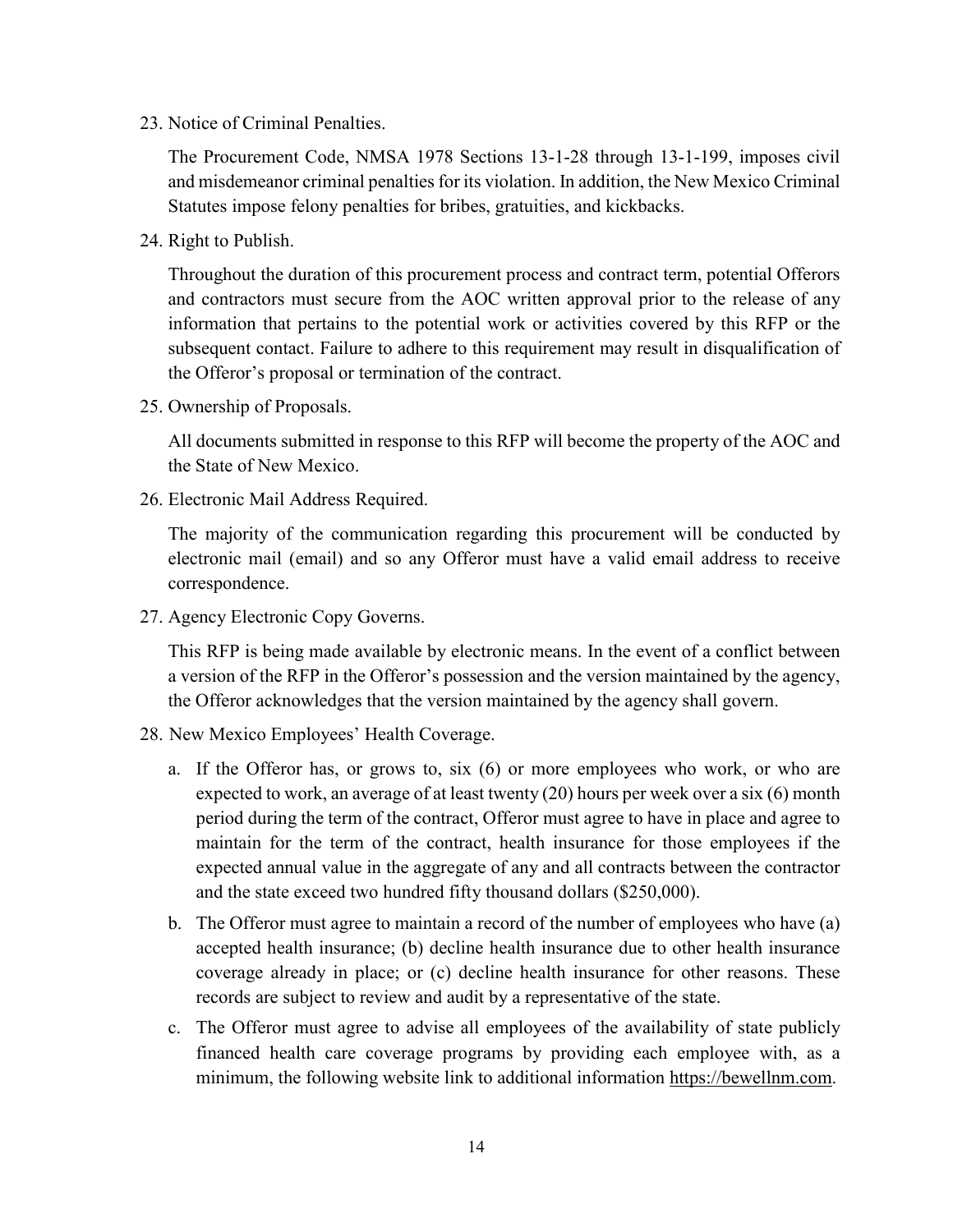23. Notice of Criminal Penalties.

    The Procurement Code, NMSA 1978 Sections 13-1-28 through 13-1-199, imposes civil and misdemeanor criminal penalties for its violation. In addition, the New Mexico Criminal Statutes impose felony penalties for bribes, gratuities, and kickbacks.

24. Right to Publish.

    Throughout the duration of this procurement process and contract term, potential Offerors and contractors must secure from the AOC written approval prior to the release of any information that pertains to the potential work or activities covered by this RFP or the subsequent contact. Failure to adhere to this requirement may result in disqualification of the Offeror's proposal or termination of the contract.

25. Ownership of Proposals.

    All documents submitted in response to this RFP will become the property of the AOC and the State of New Mexico.

26. Electronic Mail Address Required.

    The majority of the communication regarding this procurement will be conducted by electronic mail (email) and so any Offeror must have a valid email address to receive correspondence.

27. Agency Electronic Copy Governs.

    This RFP is being made available by electronic means. In the event of a conflict between a version of the RFP in the Offeror's possession and the version maintained by the agency, the Offeror acknowledges that the version maintained by the agency shall govern.

28. New Mexico Employees' Health Coverage.

    a. If the Offeror has, or grows to, six (6) or more employees who work, or who are expected to work, an average of at least twenty (20) hours per week over a six (6) month period during the term of the contract, Offeror must agree to have in place and agree to maintain for the term of the contract, health insurance for those employees if the expected annual value in the aggregate of any and all contracts between the contractor and the state exceed two hundred fifty thousand dollars ($250,000).

    b. The Offeror must agree to maintain a record of the number of employees who have (a) accepted health insurance; (b) decline health insurance due to other health insurance coverage already in place; or (c) decline health insurance for other reasons. These records are subject to review and audit by a representative of the state.

    c. The Offeror must agree to advise all employees of the availability of state publicly financed health care coverage programs by providing each employee with, as a minimum, the following website link to additional information https://bewellnm.com.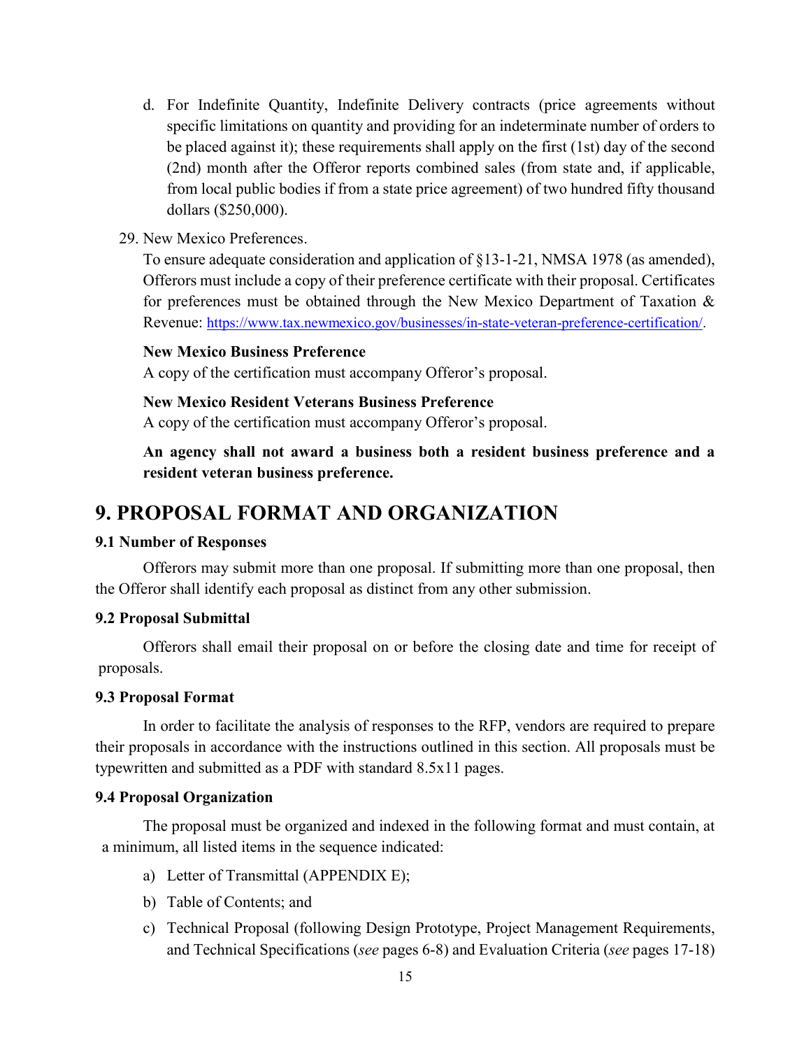d. For Indefinite Quantity, Indefinite Delivery contracts (price agreements without specific limitations on quantity and providing for an indeterminate number of orders to be placed against it); these requirements shall apply on the first (1st) day of the second (2nd) month after the Offeror reports combined sales (from state and, if applicable, from local public bodies if from a state price agreement) of two hundred fifty thousand dollars ($250,000).

29. New Mexico Preferences.

To ensure adequate consideration and application of §13-1-21, NMSA 1978 (as amended), Offerors must include a copy of their preference certificate with their proposal. Certificates for preferences must be obtained through the New Mexico Department of Taxation & Revenue: https://www.tax.newmexico.gov/businesses/in-state-veteran-preference-certification/.

**New Mexico Business Preference**

A copy of the certification must accompany Offeror's proposal.

**New Mexico Resident Veterans Business Preference**

A copy of the certification must accompany Offeror's proposal.

**An agency shall not award a business both a resident business preference and a resident veteran business preference.**

# 9. PROPOSAL FORMAT AND ORGANIZATION

### 9.1 Number of Responses

Offerors may submit more than one proposal. If submitting more than one proposal, then the Offeror shall identify each proposal as distinct from any other submission.

### 9.2 Proposal Submittal

Offerors shall email their proposal on or before the closing date and time for receipt of proposals.

### 9.3 Proposal Format

In order to facilitate the analysis of responses to the RFP, vendors are required to prepare their proposals in accordance with the instructions outlined in this section. All proposals must be typewritten and submitted as a PDF with standard 8.5x11 pages.

### 9.4 Proposal Organization

The proposal must be organized and indexed in the following format and must contain, at a minimum, all listed items in the sequence indicated:

a) Letter of Transmittal (APPENDIX E);

b) Table of Contents; and

c) Technical Proposal (following Design Prototype, Project Management Requirements, and Technical Specifications (*see* pages 6-8) and Evaluation Criteria (*see* pages 17-18)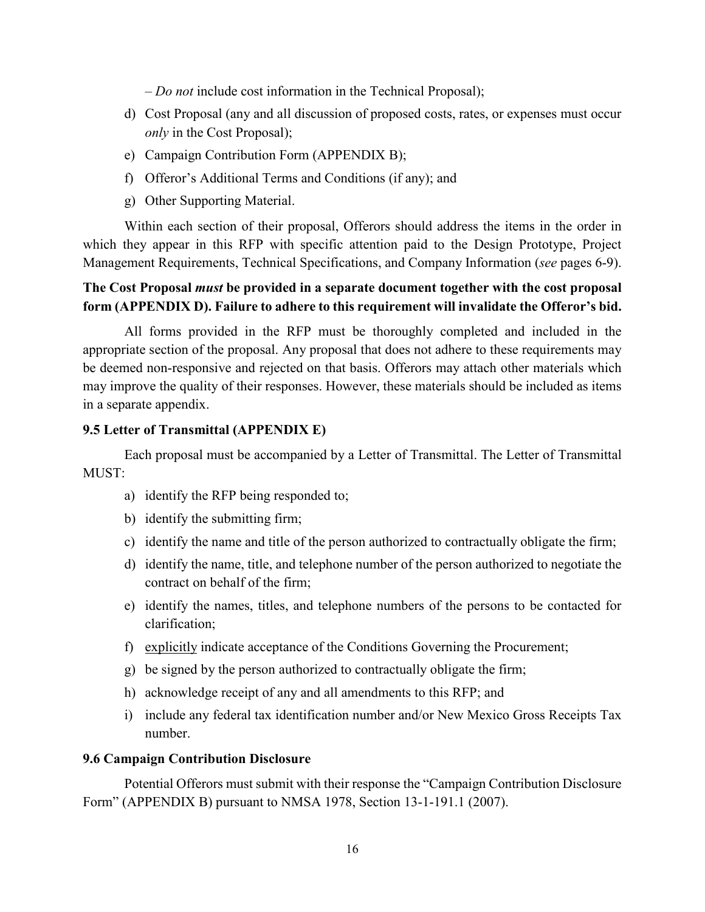– *Do not* include cost information in the Technical Proposal);

d) Cost Proposal (any and all discussion of proposed costs, rates, or expenses must occur *only* in the Cost Proposal);
e) Campaign Contribution Form (APPENDIX B);
f) Offeror's Additional Terms and Conditions (if any); and
g) Other Supporting Material.

Within each section of their proposal, Offerors should address the items in the order in which they appear in this RFP with specific attention paid to the Design Prototype, Project Management Requirements, Technical Specifications, and Company Information (*see* pages 6-9).

**The Cost Proposal *must* be provided in a separate document together with the cost proposal form (APPENDIX D). Failure to adhere to this requirement will invalidate the Offeror's bid.**

All forms provided in the RFP must be thoroughly completed and included in the appropriate section of the proposal. Any proposal that does not adhere to these requirements may be deemed non-responsive and rejected on that basis. Offerors may attach other materials which may improve the quality of their responses. However, these materials should be included as items in a separate appendix.

### 9.5 Letter of Transmittal (APPENDIX E)

Each proposal must be accompanied by a Letter of Transmittal. The Letter of Transmittal MUST:

a) identify the RFP being responded to;
b) identify the submitting firm;
c) identify the name and title of the person authorized to contractually obligate the firm;
d) identify the name, title, and telephone number of the person authorized to negotiate the contract on behalf of the firm;
e) identify the names, titles, and telephone numbers of the persons to be contacted for clarification;
f) explicitly indicate acceptance of the Conditions Governing the Procurement;
g) be signed by the person authorized to contractually obligate the firm;
h) acknowledge receipt of any and all amendments to this RFP; and
i) include any federal tax identification number and/or New Mexico Gross Receipts Tax number.

### 9.6 Campaign Contribution Disclosure

Potential Offerors must submit with their response the "Campaign Contribution Disclosure Form" (APPENDIX B) pursuant to NMSA 1978, Section 13-1-191.1 (2007).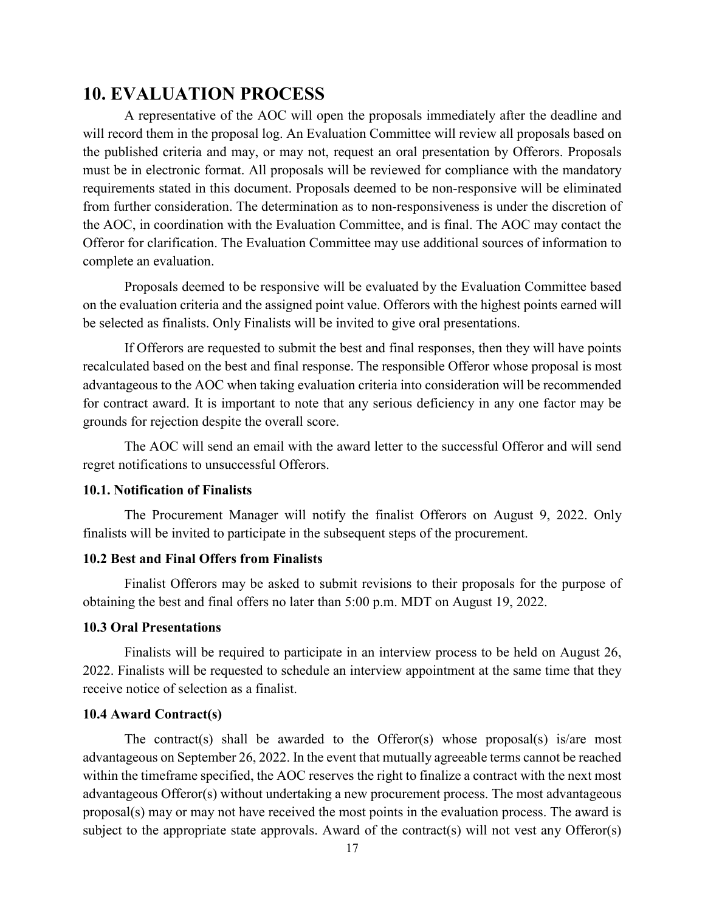## 10. EVALUATION PROCESS

A representative of the AOC will open the proposals immediately after the deadline and will record them in the proposal log. An Evaluation Committee will review all proposals based on the published criteria and may, or may not, request an oral presentation by Offerors. Proposals must be in electronic format. All proposals will be reviewed for compliance with the mandatory requirements stated in this document. Proposals deemed to be non-responsive will be eliminated from further consideration. The determination as to non-responsiveness is under the discretion of the AOC, in coordination with the Evaluation Committee, and is final. The AOC may contact the Offeror for clarification. The Evaluation Committee may use additional sources of information to complete an evaluation.

Proposals deemed to be responsive will be evaluated by the Evaluation Committee based on the evaluation criteria and the assigned point value. Offerors with the highest points earned will be selected as finalists. Only Finalists will be invited to give oral presentations.

If Offerors are requested to submit the best and final responses, then they will have points recalculated based on the best and final response. The responsible Offeror whose proposal is most advantageous to the AOC when taking evaluation criteria into consideration will be recommended for contract award. It is important to note that any serious deficiency in any one factor may be grounds for rejection despite the overall score.

The AOC will send an email with the award letter to the successful Offeror and will send regret notifications to unsuccessful Offerors.

#### 10.1. Notification of Finalists

The Procurement Manager will notify the finalist Offerors on August 9, 2022. Only finalists will be invited to participate in the subsequent steps of the procurement.

#### 10.2 Best and Final Offers from Finalists

Finalist Offerors may be asked to submit revisions to their proposals for the purpose of obtaining the best and final offers no later than 5:00 p.m. MDT on August 19, 2022.

#### 10.3 Oral Presentations

Finalists will be required to participate in an interview process to be held on August 26, 2022. Finalists will be requested to schedule an interview appointment at the same time that they receive notice of selection as a finalist.

#### 10.4 Award Contract(s)

The contract(s) shall be awarded to the Offeror(s) whose proposal(s) is/are most advantageous on September 26, 2022. In the event that mutually agreeable terms cannot be reached within the timeframe specified, the AOC reserves the right to finalize a contract with the next most advantageous Offeror(s) without undertaking a new procurement process. The most advantageous proposal(s) may or may not have received the most points in the evaluation process. The award is subject to the appropriate state approvals. Award of the contract(s) will not vest any Offeror(s)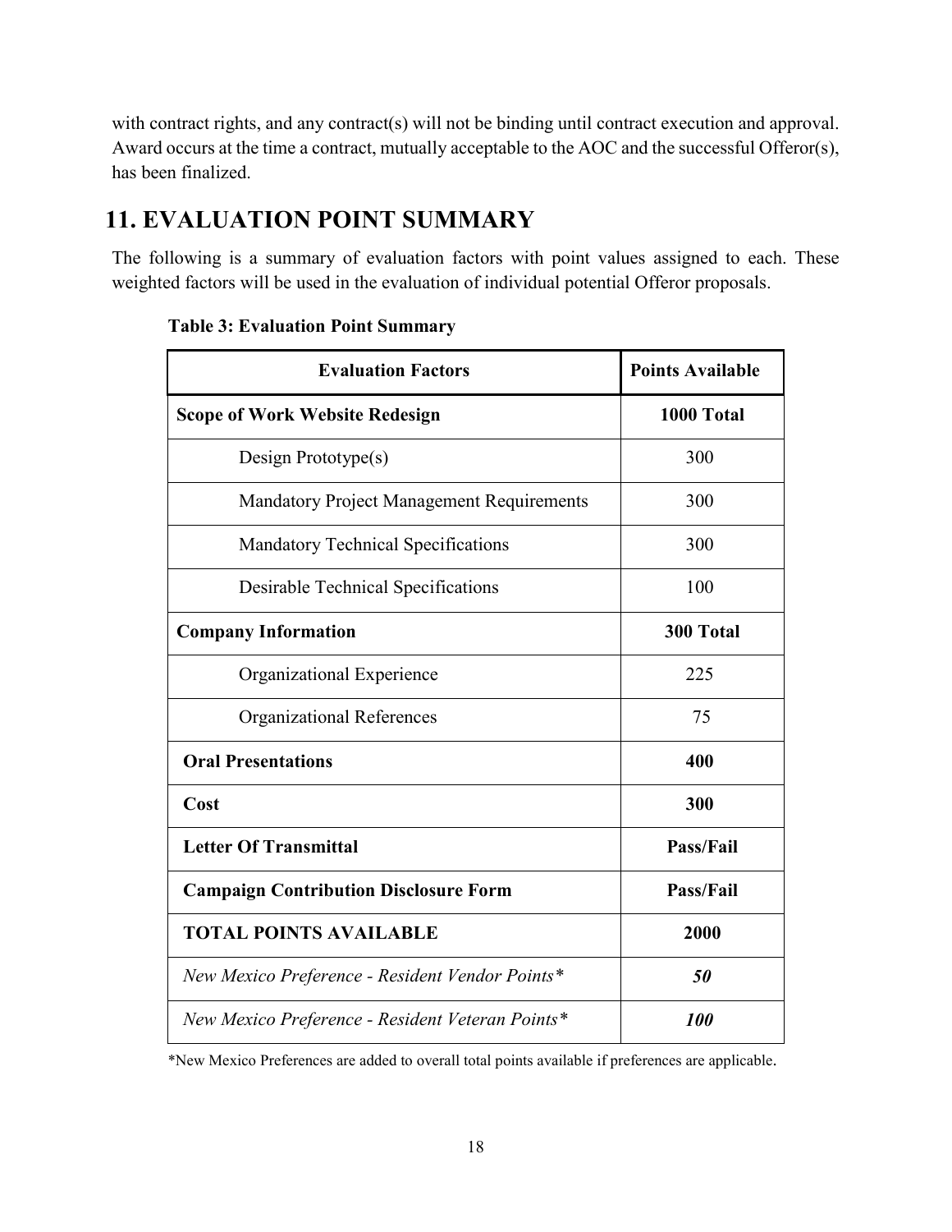with contract rights, and any contract(s) will not be binding until contract execution and approval. Award occurs at the time a contract, mutually acceptable to the AOC and the successful Offeror(s), has been finalized.

## 11. EVALUATION POINT SUMMARY

The following is a summary of evaluation factors with point values assigned to each. These weighted factors will be used in the evaluation of individual potential Offeror proposals.

**Table 3: Evaluation Point Summary**

| Evaluation Factors | Points Available |
|---|---|
| **Scope of Work Website Redesign** | **1000 Total** |
| Design Prototype(s) | 300 |
| Mandatory Project Management Requirements | 300 |
| Mandatory Technical Specifications | 300 |
| Desirable Technical Specifications | 100 |
| **Company Information** | **300 Total** |
| Organizational Experience | 225 |
| Organizational References | 75 |
| **Oral Presentations** | **400** |
| **Cost** | **300** |
| **Letter Of Transmittal** | **Pass/Fail** |
| **Campaign Contribution Disclosure Form** | **Pass/Fail** |
| **TOTAL POINTS AVAILABLE** | **2000** |
| *New Mexico Preference - Resident Vendor Points** | ***50*** |
| *New Mexico Preference - Resident Veteran Points** | ***100*** |

*New Mexico Preferences are added to overall total points available if preferences are applicable.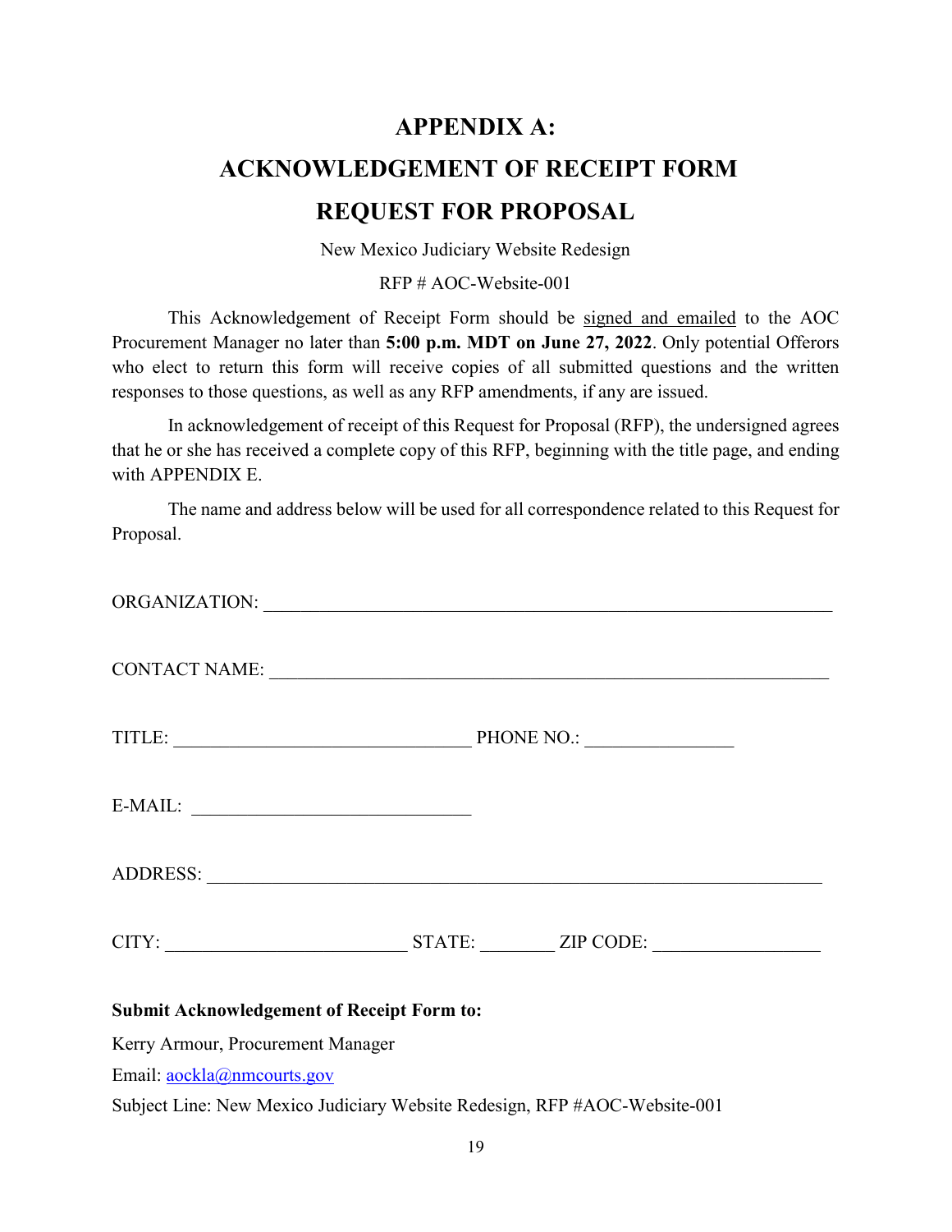# APPENDIX A:

# ACKNOWLEDGEMENT OF RECEIPT FORM

# REQUEST FOR PROPOSAL

New Mexico Judiciary Website Redesign

RFP # AOC-Website-001

This Acknowledgement of Receipt Form should be signed and emailed to the AOC Procurement Manager no later than **5:00 p.m. MDT on June 27, 2022**. Only potential Offerors who elect to return this form will receive copies of all submitted questions and the written responses to those questions, as well as any RFP amendments, if any are issued.

In acknowledgement of receipt of this Request for Proposal (RFP), the undersigned agrees that he or she has received a complete copy of this RFP, beginning with the title page, and ending with APPENDIX E.

The name and address below will be used for all correspondence related to this Request for Proposal.

ORGANIZATION: ______________________________________________________________

CONTACT NAME: _____________________________________________________________

TITLE: _________________________________ PHONE NO.: ________________

E-MAIL: ______________________________

ADDRESS: ___________________________________________________________________

CITY: __________________________ STATE: ________ ZIP CODE: __________________

**Submit Acknowledgement of Receipt Form to:**

Kerry Armour, Procurement Manager

Email: aockla@nmcourts.gov

Subject Line: New Mexico Judiciary Website Redesign, RFP #AOC-Website-001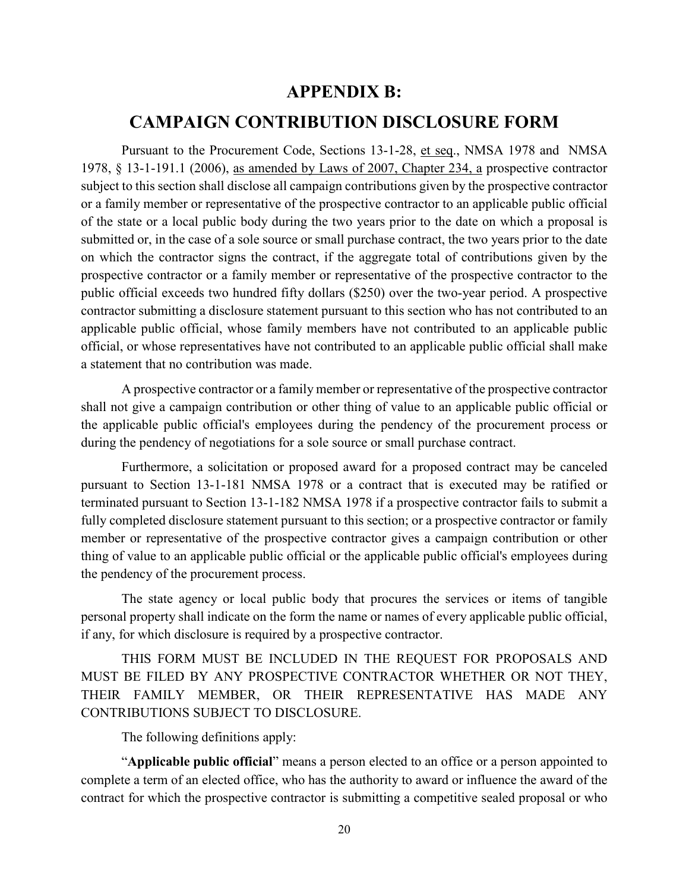# APPENDIX B:

# CAMPAIGN CONTRIBUTION DISCLOSURE FORM

Pursuant to the Procurement Code, Sections 13-1-28, et seq., NMSA 1978 and NMSA 1978, § 13-1-191.1 (2006), as amended by Laws of 2007, Chapter 234, a prospective contractor subject to this section shall disclose all campaign contributions given by the prospective contractor or a family member or representative of the prospective contractor to an applicable public official of the state or a local public body during the two years prior to the date on which a proposal is submitted or, in the case of a sole source or small purchase contract, the two years prior to the date on which the contractor signs the contract, if the aggregate total of contributions given by the prospective contractor or a family member or representative of the prospective contractor to the public official exceeds two hundred fifty dollars ($250) over the two-year period. A prospective contractor submitting a disclosure statement pursuant to this section who has not contributed to an applicable public official, whose family members have not contributed to an applicable public official, or whose representatives have not contributed to an applicable public official shall make a statement that no contribution was made.

A prospective contractor or a family member or representative of the prospective contractor shall not give a campaign contribution or other thing of value to an applicable public official or the applicable public official's employees during the pendency of the procurement process or during the pendency of negotiations for a sole source or small purchase contract.

Furthermore, a solicitation or proposed award for a proposed contract may be canceled pursuant to Section 13-1-181 NMSA 1978 or a contract that is executed may be ratified or terminated pursuant to Section 13-1-182 NMSA 1978 if a prospective contractor fails to submit a fully completed disclosure statement pursuant to this section; or a prospective contractor or family member or representative of the prospective contractor gives a campaign contribution or other thing of value to an applicable public official or the applicable public official's employees during the pendency of the procurement process.

The state agency or local public body that procures the services or items of tangible personal property shall indicate on the form the name or names of every applicable public official, if any, for which disclosure is required by a prospective contractor.

THIS FORM MUST BE INCLUDED IN THE REQUEST FOR PROPOSALS AND MUST BE FILED BY ANY PROSPECTIVE CONTRACTOR WHETHER OR NOT THEY, THEIR FAMILY MEMBER, OR THEIR REPRESENTATIVE HAS MADE ANY CONTRIBUTIONS SUBJECT TO DISCLOSURE.

The following definitions apply:

"**Applicable public official**" means a person elected to an office or a person appointed to complete a term of an elected office, who has the authority to award or influence the award of the contract for which the prospective contractor is submitting a competitive sealed proposal or who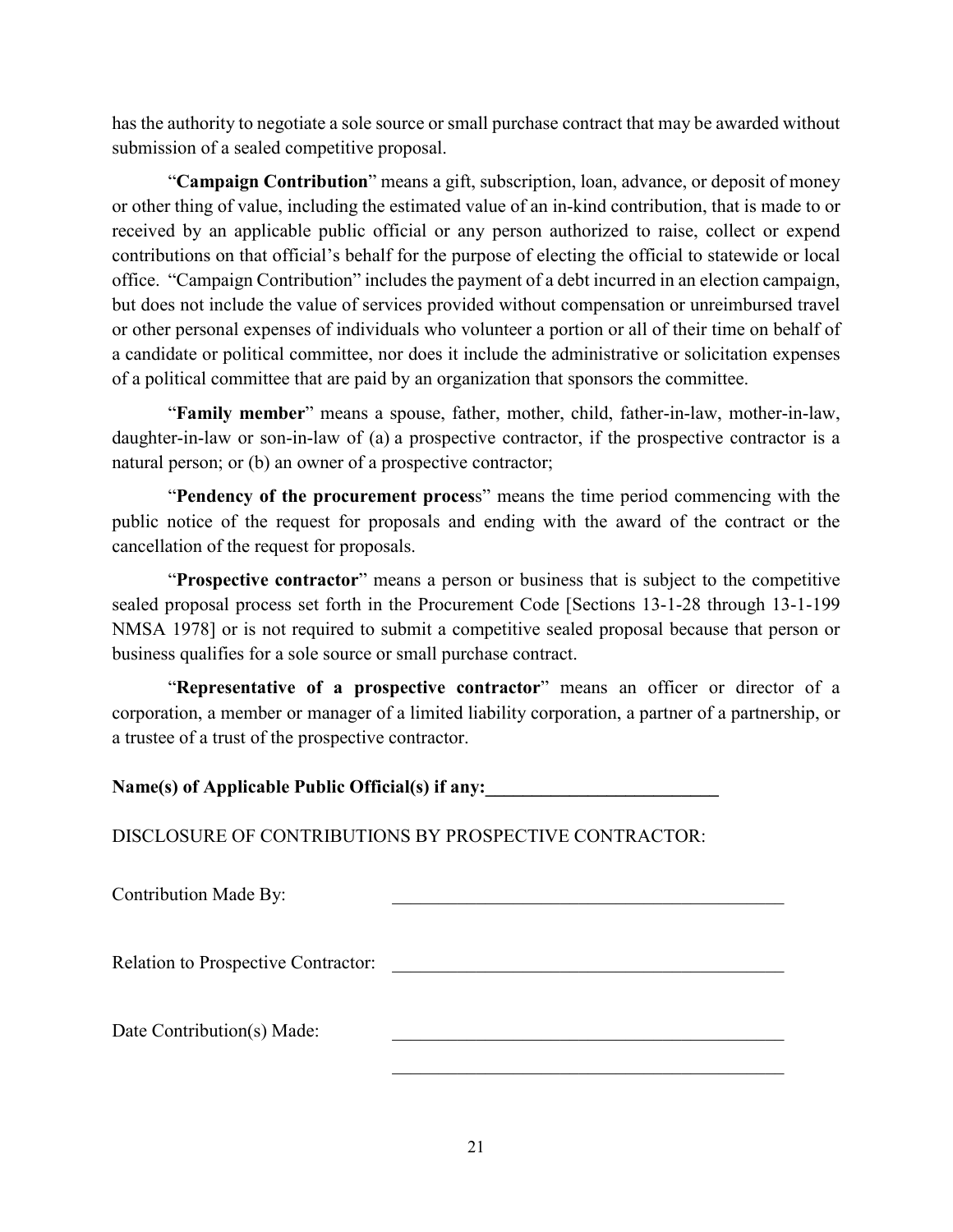has the authority to negotiate a sole source or small purchase contract that may be awarded without submission of a sealed competitive proposal.

"**Campaign Contribution**" means a gift, subscription, loan, advance, or deposit of money or other thing of value, including the estimated value of an in-kind contribution, that is made to or received by an applicable public official or any person authorized to raise, collect or expend contributions on that official's behalf for the purpose of electing the official to statewide or local office. "Campaign Contribution" includes the payment of a debt incurred in an election campaign, but does not include the value of services provided without compensation or unreimbursed travel or other personal expenses of individuals who volunteer a portion or all of their time on behalf of a candidate or political committee, nor does it include the administrative or solicitation expenses of a political committee that are paid by an organization that sponsors the committee.

"**Family member**" means a spouse, father, mother, child, father-in-law, mother-in-law, daughter-in-law or son-in-law of (a) a prospective contractor, if the prospective contractor is a natural person; or (b) an owner of a prospective contractor;

"**Pendency of the procurement proces**s" means the time period commencing with the public notice of the request for proposals and ending with the award of the contract or the cancellation of the request for proposals.

"**Prospective contractor**" means a person or business that is subject to the competitive sealed proposal process set forth in the Procurement Code [Sections 13-1-28 through 13-1-199 NMSA 1978] or is not required to submit a competitive sealed proposal because that person or business qualifies for a sole source or small purchase contract.

"**Representative of a prospective contractor**" means an officer or director of a corporation, a member or manager of a limited liability corporation, a partner of a partnership, or a trustee of a trust of the prospective contractor.

**Name(s) of Applicable Public Official(s) if any:_________________________**

DISCLOSURE OF CONTRIBUTIONS BY PROSPECTIVE CONTRACTOR:

Contribution Made By: ____________________________________________

Relation to Prospective Contractor: ____________________________________________

Date Contribution(s) Made: ____________________________________________

____________________________________________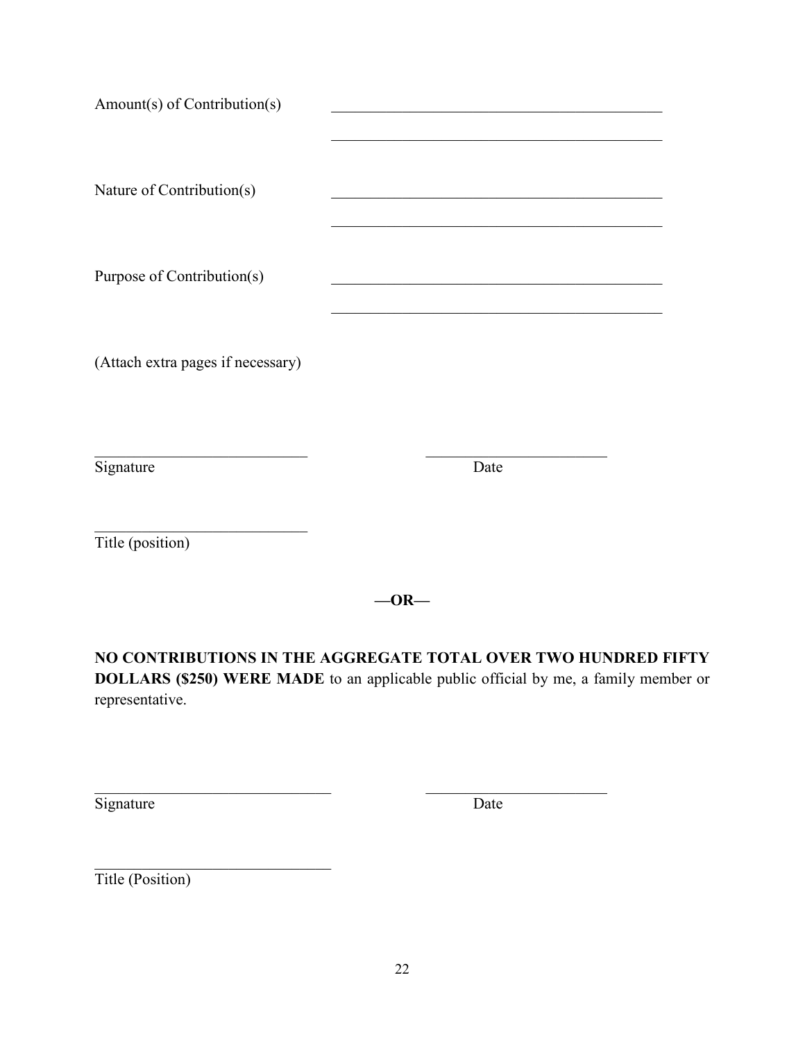Amount(s) of Contribution(s) \_\_\_\_\_\_\_\_\_\_\_\_\_\_\_\_\_\_\_\_\_\_\_\_\_\_\_\_\_\_\_\_\_\_\_\_\_\_\_\_

\_\_\_\_\_\_\_\_\_\_\_\_\_\_\_\_\_\_\_\_\_\_\_\_\_\_\_\_\_\_\_\_\_\_\_\_\_\_\_\_

Nature of Contribution(s) \_\_\_\_\_\_\_\_\_\_\_\_\_\_\_\_\_\_\_\_\_\_\_\_\_\_\_\_\_\_\_\_\_\_\_\_\_\_\_\_

\_\_\_\_\_\_\_\_\_\_\_\_\_\_\_\_\_\_\_\_\_\_\_\_\_\_\_\_\_\_\_\_\_\_\_\_\_\_\_\_

Purpose of Contribution(s) \_\_\_\_\_\_\_\_\_\_\_\_\_\_\_\_\_\_\_\_\_\_\_\_\_\_\_\_\_\_\_\_\_\_\_\_\_\_\_\_

\_\_\_\_\_\_\_\_\_\_\_\_\_\_\_\_\_\_\_\_\_\_\_\_\_\_\_\_\_\_\_\_\_\_\_\_\_\_\_\_

(Attach extra pages if necessary)

\_\_\_\_\_\_\_\_\_\_\_\_\_\_\_\_\_\_\_\_\_\_\_\_\_\_ \_\_\_\_\_\_\_\_\_\_\_\_\_\_\_\_\_\_\_\_\_\_
Signature Date

\_\_\_\_\_\_\_\_\_\_\_\_\_\_\_\_\_\_\_\_\_\_\_\_\_\_
Title (position)

**—OR—**

**NO CONTRIBUTIONS IN THE AGGREGATE TOTAL OVER TWO HUNDRED FIFTY DOLLARS ($250) WERE MADE** to an applicable public official by me, a family member or representative.

\_\_\_\_\_\_\_\_\_\_\_\_\_\_\_\_\_\_\_\_\_\_\_\_\_\_\_\_ \_\_\_\_\_\_\_\_\_\_\_\_\_\_\_\_\_\_\_\_\_\_
Signature Date

\_\_\_\_\_\_\_\_\_\_\_\_\_\_\_\_\_\_\_\_\_\_\_\_\_\_\_\_
Title (Position)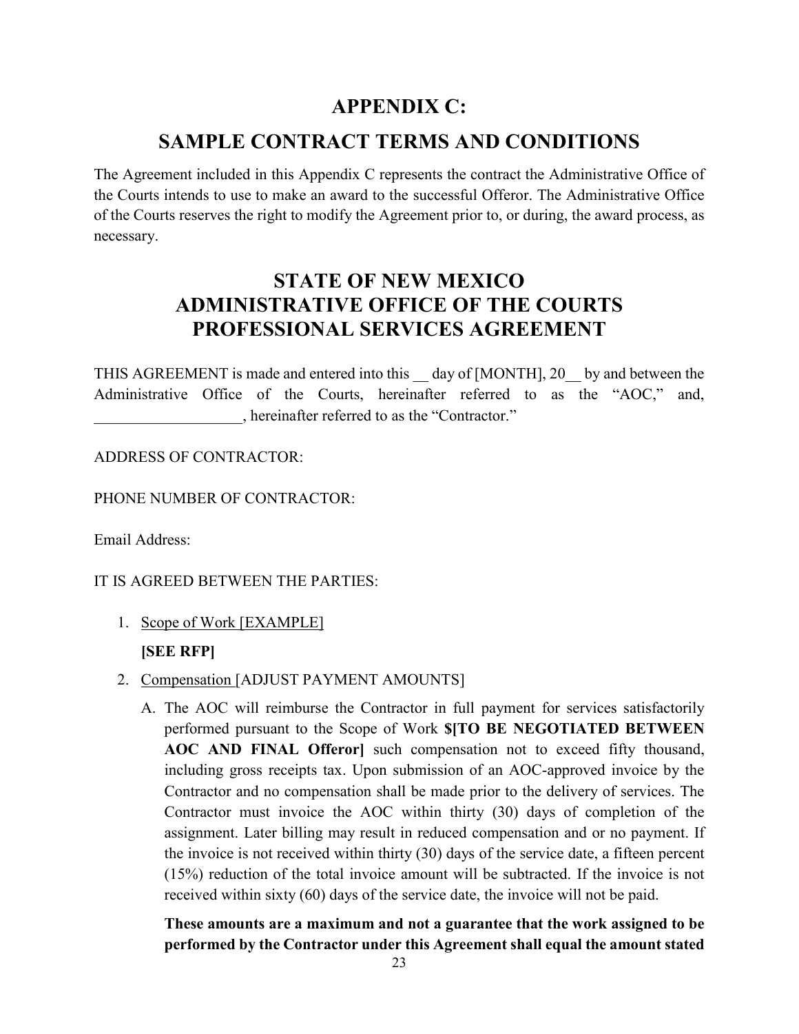# APPENDIX C:

# SAMPLE CONTRACT TERMS AND CONDITIONS

The Agreement included in this Appendix C represents the contract the Administrative Office of the Courts intends to use to make an award to the successful Offeror. The Administrative Office of the Courts reserves the right to modify the Agreement prior to, or during, the award process, as necessary.

## STATE OF NEW MEXICO
## ADMINISTRATIVE OFFICE OF THE COURTS
## PROFESSIONAL SERVICES AGREEMENT

THIS AGREEMENT is made and entered into this __ day of [MONTH], 20__ by and between the Administrative Office of the Courts, hereinafter referred to as the "AOC," and, ___________________, hereinafter referred to as the "Contractor."

ADDRESS OF CONTRACTOR:

PHONE NUMBER OF CONTRACTOR:

Email Address:

IT IS AGREED BETWEEN THE PARTIES:

1. Scope of Work [EXAMPLE]

   **[SEE RFP]**

2. Compensation [ADJUST PAYMENT AMOUNTS]

   A. The AOC will reimburse the Contractor in full payment for services satisfactorily performed pursuant to the Scope of Work **$[TO BE NEGOTIATED BETWEEN AOC AND FINAL Offeror]** such compensation not to exceed fifty thousand, including gross receipts tax. Upon submission of an AOC-approved invoice by the Contractor and no compensation shall be made prior to the delivery of services. The Contractor must invoice the AOC within thirty (30) days of completion of the assignment. Later billing may result in reduced compensation and or no payment. If the invoice is not received within thirty (30) days of the service date, a fifteen percent (15%) reduction of the total invoice amount will be subtracted. If the invoice is not received within sixty (60) days of the service date, the invoice will not be paid.

   **These amounts are a maximum and not a guarantee that the work assigned to be performed by the Contractor under this Agreement shall equal the amount stated**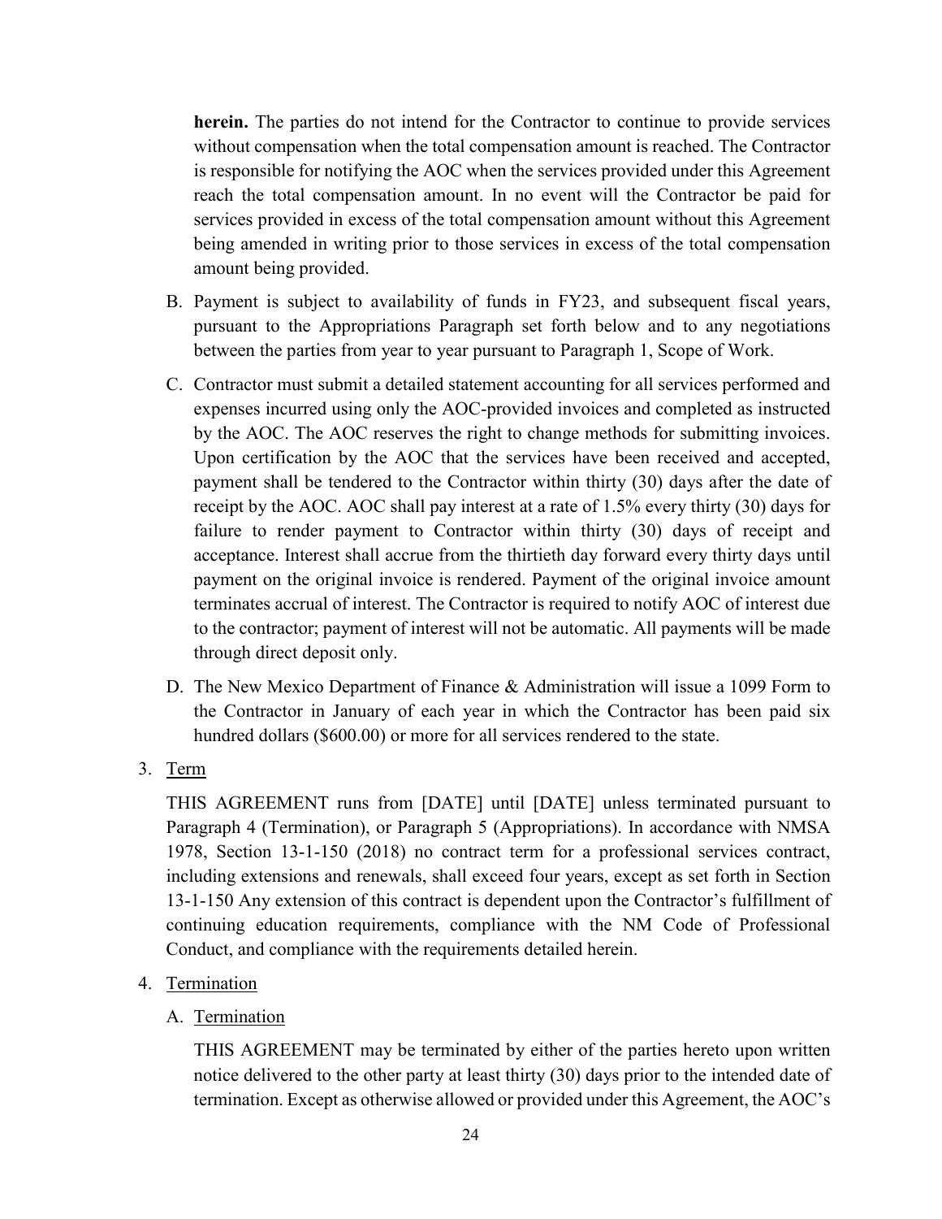**herein.** The parties do not intend for the Contractor to continue to provide services without compensation when the total compensation amount is reached. The Contractor is responsible for notifying the AOC when the services provided under this Agreement reach the total compensation amount. In no event will the Contractor be paid for services provided in excess of the total compensation amount without this Agreement being amended in writing prior to those services in excess of the total compensation amount being provided.

B. Payment is subject to availability of funds in FY23, and subsequent fiscal years, pursuant to the Appropriations Paragraph set forth below and to any negotiations between the parties from year to year pursuant to Paragraph 1, Scope of Work.

C. Contractor must submit a detailed statement accounting for all services performed and expenses incurred using only the AOC-provided invoices and completed as instructed by the AOC. The AOC reserves the right to change methods for submitting invoices. Upon certification by the AOC that the services have been received and accepted, payment shall be tendered to the Contractor within thirty (30) days after the date of receipt by the AOC. AOC shall pay interest at a rate of 1.5% every thirty (30) days for failure to render payment to Contractor within thirty (30) days of receipt and acceptance. Interest shall accrue from the thirtieth day forward every thirty days until payment on the original invoice is rendered. Payment of the original invoice amount terminates accrual of interest. The Contractor is required to notify AOC of interest due to the contractor; payment of interest will not be automatic. All payments will be made through direct deposit only.

D. The New Mexico Department of Finance & Administration will issue a 1099 Form to the Contractor in January of each year in which the Contractor has been paid six hundred dollars ($600.00) or more for all services rendered to the state.

3. Term

THIS AGREEMENT runs from [DATE] until [DATE] unless terminated pursuant to Paragraph 4 (Termination), or Paragraph 5 (Appropriations). In accordance with NMSA 1978, Section 13-1-150 (2018) no contract term for a professional services contract, including extensions and renewals, shall exceed four years, except as set forth in Section 13-1-150 Any extension of this contract is dependent upon the Contractor's fulfillment of continuing education requirements, compliance with the NM Code of Professional Conduct, and compliance with the requirements detailed herein.

4. Termination

A. Termination

THIS AGREEMENT may be terminated by either of the parties hereto upon written notice delivered to the other party at least thirty (30) days prior to the intended date of termination. Except as otherwise allowed or provided under this Agreement, the AOC's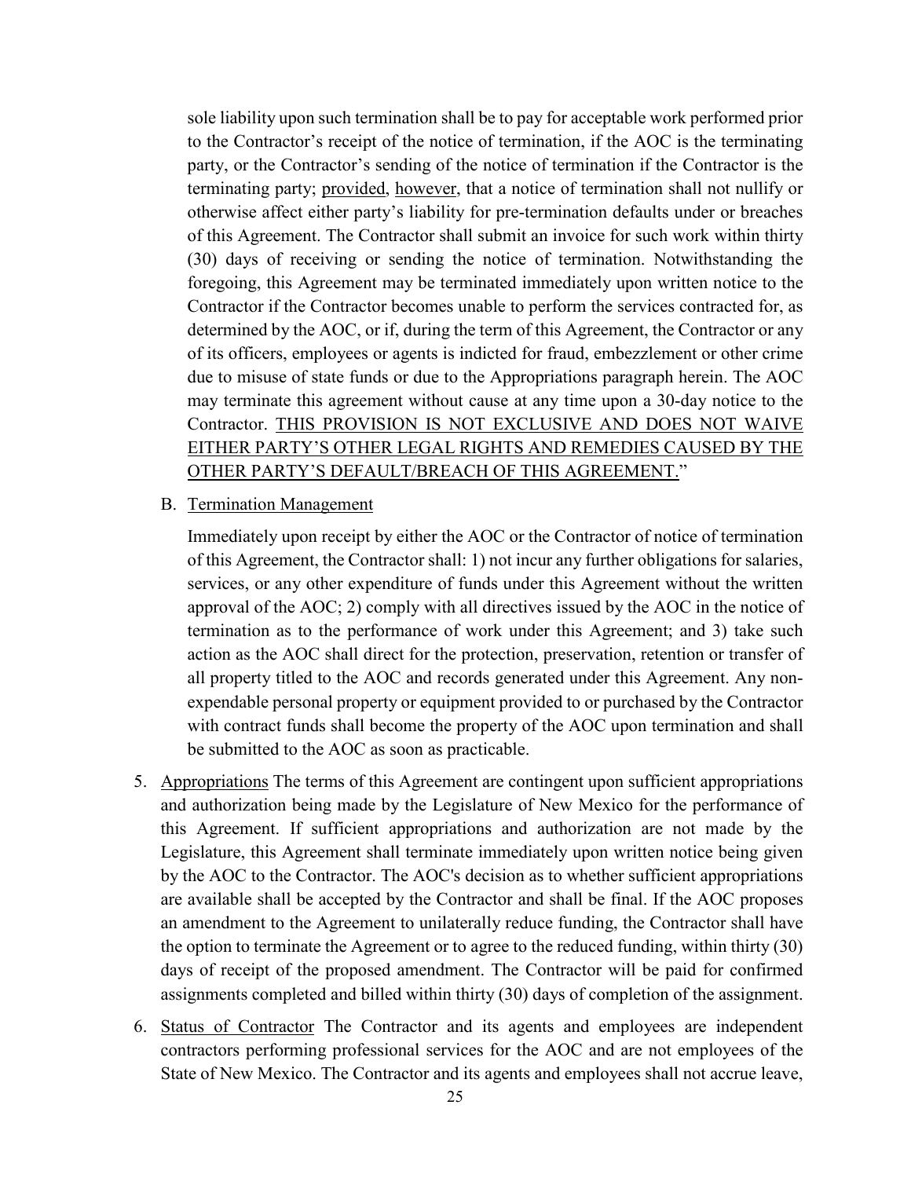sole liability upon such termination shall be to pay for acceptable work performed prior to the Contractor's receipt of the notice of termination, if the AOC is the terminating party, or the Contractor's sending of the notice of termination if the Contractor is the terminating party; provided, however, that a notice of termination shall not nullify or otherwise affect either party's liability for pre-termination defaults under or breaches of this Agreement. The Contractor shall submit an invoice for such work within thirty (30) days of receiving or sending the notice of termination. Notwithstanding the foregoing, this Agreement may be terminated immediately upon written notice to the Contractor if the Contractor becomes unable to perform the services contracted for, as determined by the AOC, or if, during the term of this Agreement, the Contractor or any of its officers, employees or agents is indicted for fraud, embezzlement or other crime due to misuse of state funds or due to the Appropriations paragraph herein. The AOC may terminate this agreement without cause at any time upon a 30-day notice to the Contractor. THIS PROVISION IS NOT EXCLUSIVE AND DOES NOT WAIVE EITHER PARTY'S OTHER LEGAL RIGHTS AND REMEDIES CAUSED BY THE OTHER PARTY'S DEFAULT/BREACH OF THIS AGREEMENT."

B. Termination Management

Immediately upon receipt by either the AOC or the Contractor of notice of termination of this Agreement, the Contractor shall: 1) not incur any further obligations for salaries, services, or any other expenditure of funds under this Agreement without the written approval of the AOC; 2) comply with all directives issued by the AOC in the notice of termination as to the performance of work under this Agreement; and 3) take such action as the AOC shall direct for the protection, preservation, retention or transfer of all property titled to the AOC and records generated under this Agreement. Any non-expendable personal property or equipment provided to or purchased by the Contractor with contract funds shall become the property of the AOC upon termination and shall be submitted to the AOC as soon as practicable.

5. Appropriations The terms of this Agreement are contingent upon sufficient appropriations and authorization being made by the Legislature of New Mexico for the performance of this Agreement. If sufficient appropriations and authorization are not made by the Legislature, this Agreement shall terminate immediately upon written notice being given by the AOC to the Contractor. The AOC's decision as to whether sufficient appropriations are available shall be accepted by the Contractor and shall be final. If the AOC proposes an amendment to the Agreement to unilaterally reduce funding, the Contractor shall have the option to terminate the Agreement or to agree to the reduced funding, within thirty (30) days of receipt of the proposed amendment. The Contractor will be paid for confirmed assignments completed and billed within thirty (30) days of completion of the assignment.

6. Status of Contractor The Contractor and its agents and employees are independent contractors performing professional services for the AOC and are not employees of the State of New Mexico. The Contractor and its agents and employees shall not accrue leave,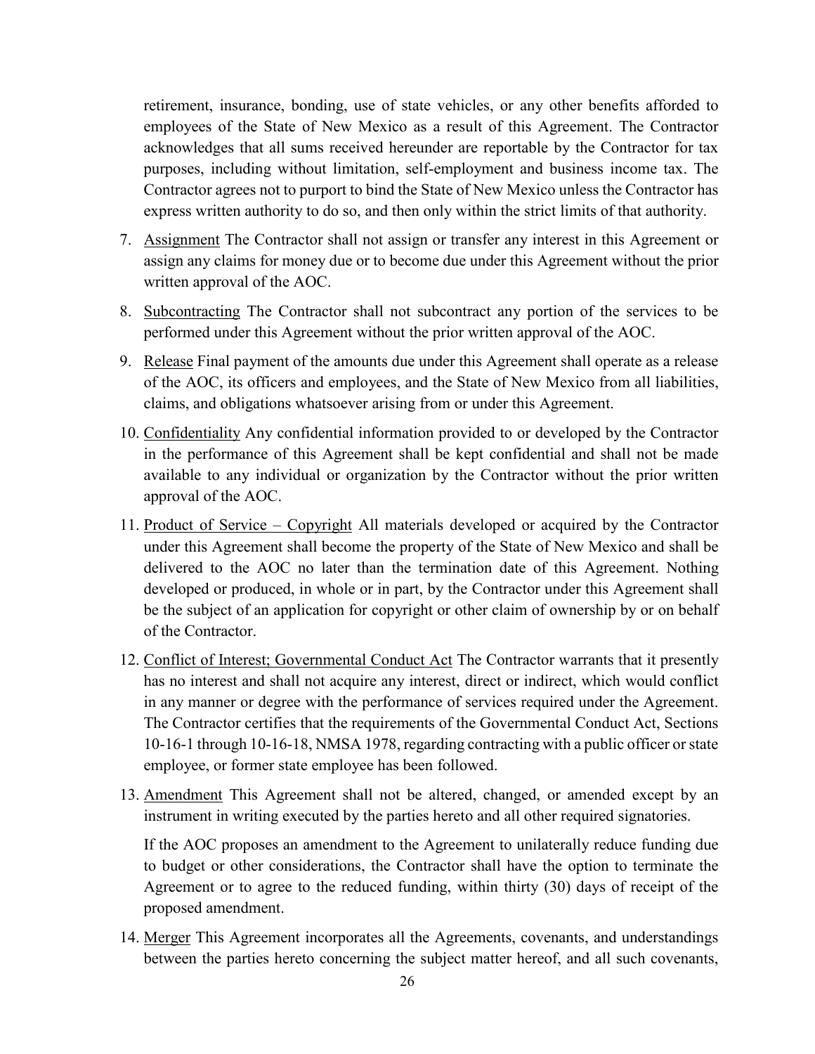retirement, insurance, bonding, use of state vehicles, or any other benefits afforded to employees of the State of New Mexico as a result of this Agreement. The Contractor acknowledges that all sums received hereunder are reportable by the Contractor for tax purposes, including without limitation, self-employment and business income tax. The Contractor agrees not to purport to bind the State of New Mexico unless the Contractor has express written authority to do so, and then only within the strict limits of that authority.

7. Assignment The Contractor shall not assign or transfer any interest in this Agreement or assign any claims for money due or to become due under this Agreement without the prior written approval of the AOC.

8. Subcontracting The Contractor shall not subcontract any portion of the services to be performed under this Agreement without the prior written approval of the AOC.

9. Release Final payment of the amounts due under this Agreement shall operate as a release of the AOC, its officers and employees, and the State of New Mexico from all liabilities, claims, and obligations whatsoever arising from or under this Agreement.

10. Confidentiality Any confidential information provided to or developed by the Contractor in the performance of this Agreement shall be kept confidential and shall not be made available to any individual or organization by the Contractor without the prior written approval of the AOC.

11. Product of Service – Copyright All materials developed or acquired by the Contractor under this Agreement shall become the property of the State of New Mexico and shall be delivered to the AOC no later than the termination date of this Agreement. Nothing developed or produced, in whole or in part, by the Contractor under this Agreement shall be the subject of an application for copyright or other claim of ownership by or on behalf of the Contractor.

12. Conflict of Interest; Governmental Conduct Act The Contractor warrants that it presently has no interest and shall not acquire any interest, direct or indirect, which would conflict in any manner or degree with the performance of services required under the Agreement. The Contractor certifies that the requirements of the Governmental Conduct Act, Sections 10-16-1 through 10-16-18, NMSA 1978, regarding contracting with a public officer or state employee, or former state employee has been followed.

13. Amendment This Agreement shall not be altered, changed, or amended except by an instrument in writing executed by the parties hereto and all other required signatories.

    If the AOC proposes an amendment to the Agreement to unilaterally reduce funding due to budget or other considerations, the Contractor shall have the option to terminate the Agreement or to agree to the reduced funding, within thirty (30) days of receipt of the proposed amendment.

14. Merger This Agreement incorporates all the Agreements, covenants, and understandings between the parties hereto concerning the subject matter hereof, and all such covenants,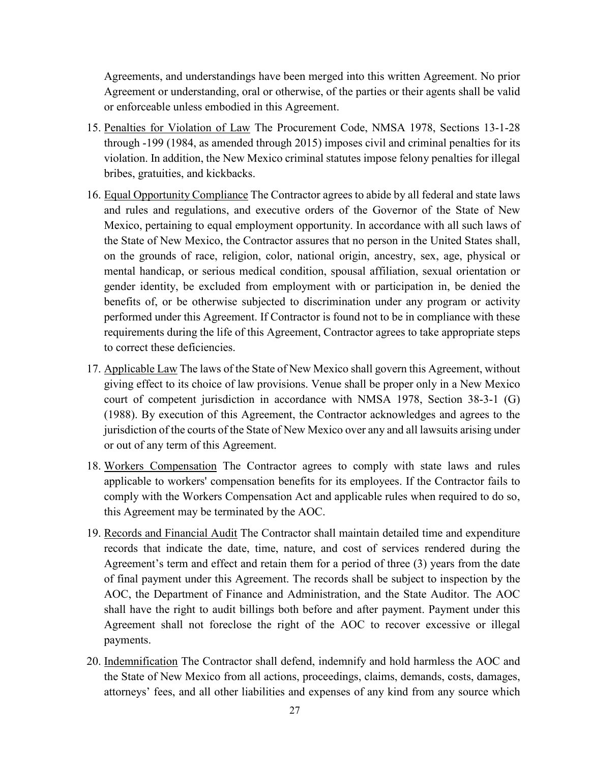Agreements, and understandings have been merged into this written Agreement. No prior Agreement or understanding, oral or otherwise, of the parties or their agents shall be valid or enforceable unless embodied in this Agreement.

15. <u>Penalties for Violation of Law</u> The Procurement Code, NMSA 1978, Sections 13-1-28 through -199 (1984, as amended through 2015) imposes civil and criminal penalties for its violation. In addition, the New Mexico criminal statutes impose felony penalties for illegal bribes, gratuities, and kickbacks.

16. <u>Equal Opportunity Compliance</u> The Contractor agrees to abide by all federal and state laws and rules and regulations, and executive orders of the Governor of the State of New Mexico, pertaining to equal employment opportunity. In accordance with all such laws of the State of New Mexico, the Contractor assures that no person in the United States shall, on the grounds of race, religion, color, national origin, ancestry, sex, age, physical or mental handicap, or serious medical condition, spousal affiliation, sexual orientation or gender identity, be excluded from employment with or participation in, be denied the benefits of, or be otherwise subjected to discrimination under any program or activity performed under this Agreement. If Contractor is found not to be in compliance with these requirements during the life of this Agreement, Contractor agrees to take appropriate steps to correct these deficiencies.

17. <u>Applicable Law</u> The laws of the State of New Mexico shall govern this Agreement, without giving effect to its choice of law provisions. Venue shall be proper only in a New Mexico court of competent jurisdiction in accordance with NMSA 1978, Section 38-3-1 (G) (1988). By execution of this Agreement, the Contractor acknowledges and agrees to the jurisdiction of the courts of the State of New Mexico over any and all lawsuits arising under or out of any term of this Agreement.

18. <u>Workers Compensation</u> The Contractor agrees to comply with state laws and rules applicable to workers' compensation benefits for its employees. If the Contractor fails to comply with the Workers Compensation Act and applicable rules when required to do so, this Agreement may be terminated by the AOC.

19. <u>Records and Financial Audit</u> The Contractor shall maintain detailed time and expenditure records that indicate the date, time, nature, and cost of services rendered during the Agreement's term and effect and retain them for a period of three (3) years from the date of final payment under this Agreement. The records shall be subject to inspection by the AOC, the Department of Finance and Administration, and the State Auditor. The AOC shall have the right to audit billings both before and after payment. Payment under this Agreement shall not foreclose the right of the AOC to recover excessive or illegal payments.

20. <u>Indemnification</u> The Contractor shall defend, indemnify and hold harmless the AOC and the State of New Mexico from all actions, proceedings, claims, demands, costs, damages, attorneys' fees, and all other liabilities and expenses of any kind from any source which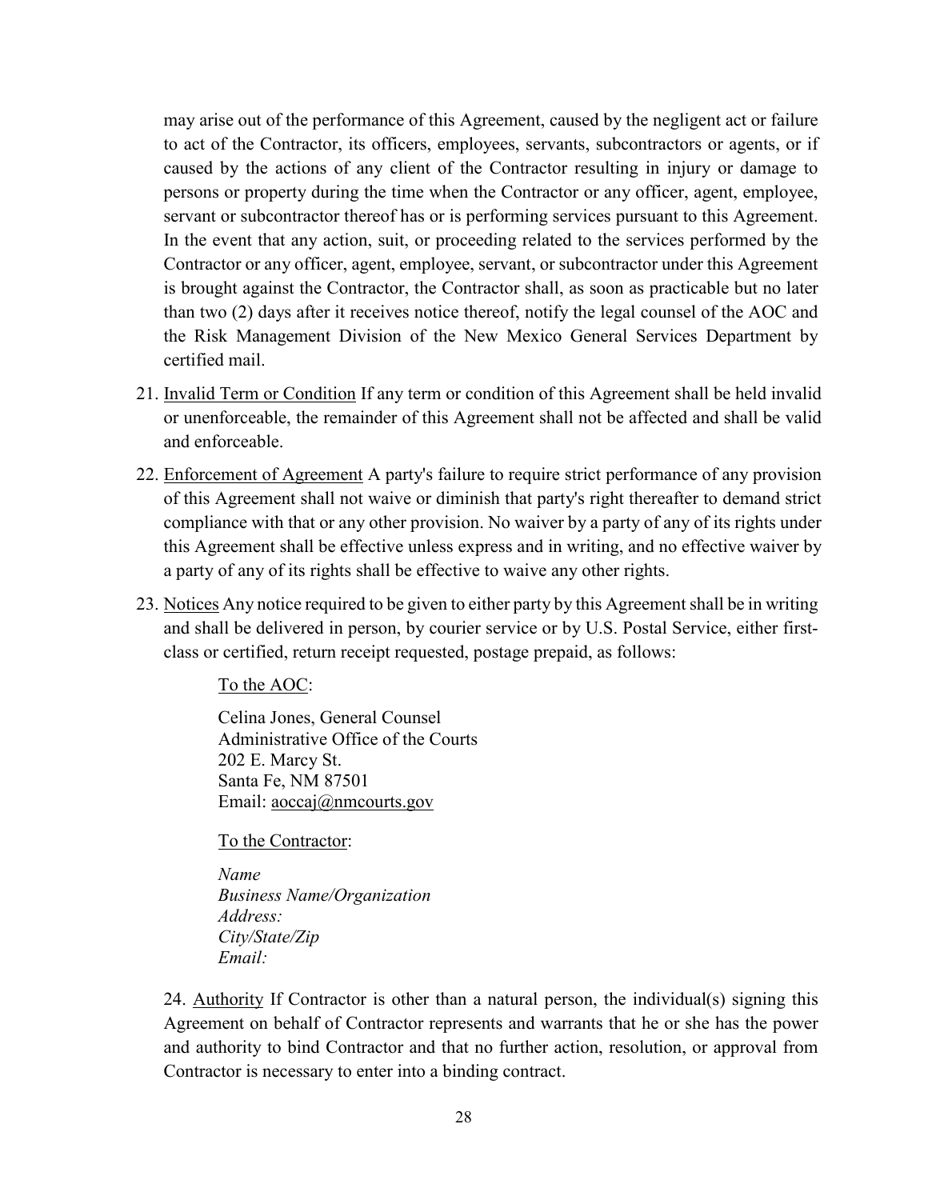may arise out of the performance of this Agreement, caused by the negligent act or failure to act of the Contractor, its officers, employees, servants, subcontractors or agents, or if caused by the actions of any client of the Contractor resulting in injury or damage to persons or property during the time when the Contractor or any officer, agent, employee, servant or subcontractor thereof has or is performing services pursuant to this Agreement. In the event that any action, suit, or proceeding related to the services performed by the Contractor or any officer, agent, employee, servant, or subcontractor under this Agreement is brought against the Contractor, the Contractor shall, as soon as practicable but no later than two (2) days after it receives notice thereof, notify the legal counsel of the AOC and the Risk Management Division of the New Mexico General Services Department by certified mail.

21. <u>Invalid Term or Condition</u> If any term or condition of this Agreement shall be held invalid or unenforceable, the remainder of this Agreement shall not be affected and shall be valid and enforceable.

22. <u>Enforcement of Agreement</u> A party's failure to require strict performance of any provision of this Agreement shall not waive or diminish that party's right thereafter to demand strict compliance with that or any other provision. No waiver by a party of any of its rights under this Agreement shall be effective unless express and in writing, and no effective waiver by a party of any of its rights shall be effective to waive any other rights.

23. <u>Notices</u> Any notice required to be given to either party by this Agreement shall be in writing and shall be delivered in person, by courier service or by U.S. Postal Service, either first-class or certified, return receipt requested, postage prepaid, as follows:

    <u>To the AOC</u>:

    Celina Jones, General Counsel
    Administrative Office of the Courts
    202 E. Marcy St.
    Santa Fe, NM 87501
    Email: aoccaj@nmcourts.gov

    <u>To the Contractor</u>:

    *Name*
    *Business Name/Organization*
    *Address:*
    *City/State/Zip*
    *Email:*

24. <u>Authority</u> If Contractor is other than a natural person, the individual(s) signing this Agreement on behalf of Contractor represents and warrants that he or she has the power and authority to bind Contractor and that no further action, resolution, or approval from Contractor is necessary to enter into a binding contract.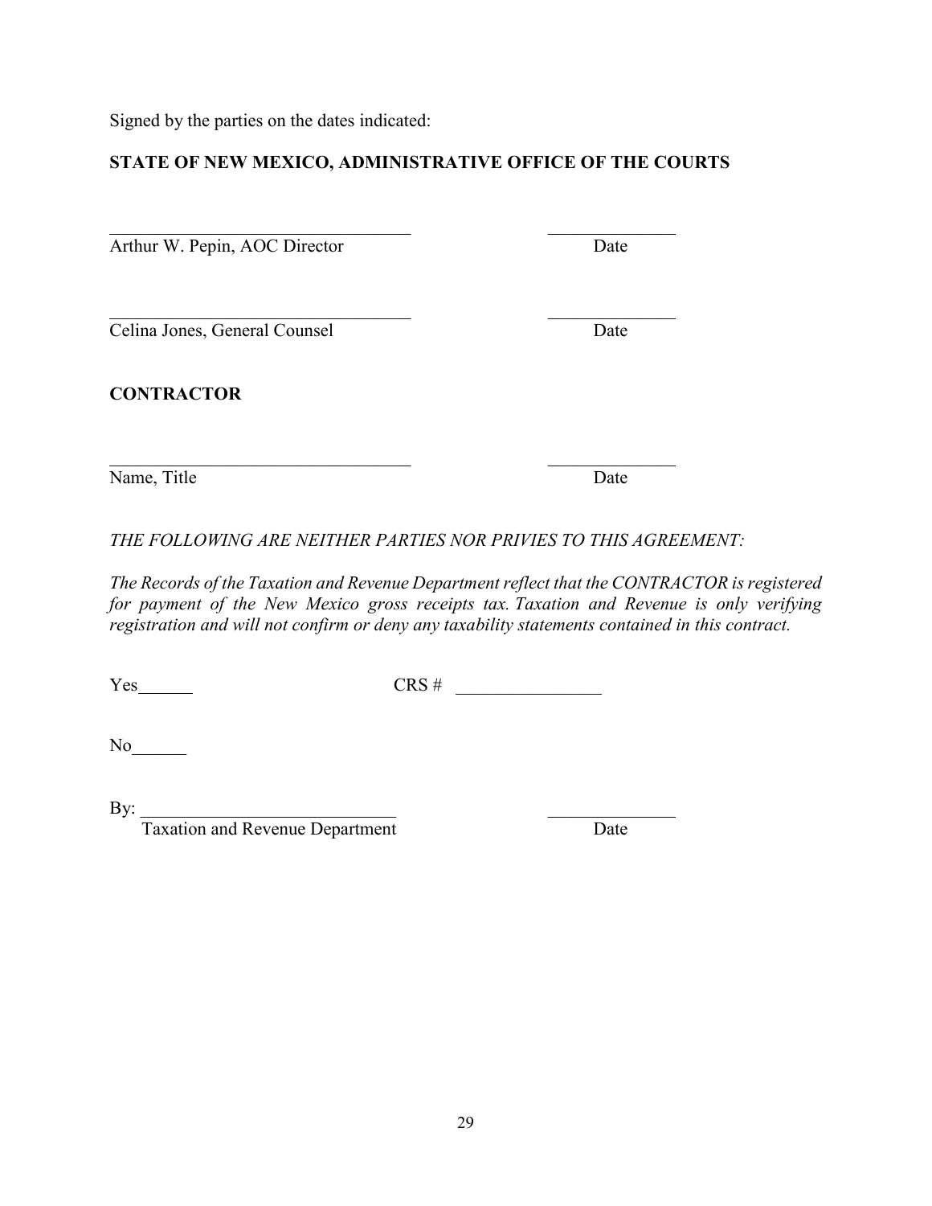Signed by the parties on the dates indicated:

**STATE OF NEW MEXICO, ADMINISTRATIVE OFFICE OF THE COURTS**

\_\_\_\_\_\_\_\_\_\_\_\_\_\_\_\_\_\_\_\_\_\_\_\_\_\_\_\_\_\_\_\_\_ \_\_\_\_\_\_\_\_\_\_\_\_\_\_
Arthur W. Pepin, AOC Director Date

\_\_\_\_\_\_\_\_\_\_\_\_\_\_\_\_\_\_\_\_\_\_\_\_\_\_\_\_\_\_\_\_\_ \_\_\_\_\_\_\_\_\_\_\_\_\_\_
Celina Jones, General Counsel Date

**CONTRACTOR**

\_\_\_\_\_\_\_\_\_\_\_\_\_\_\_\_\_\_\_\_\_\_\_\_\_\_\_\_\_\_\_\_\_ \_\_\_\_\_\_\_\_\_\_\_\_\_\_
Name, Title Date

*THE FOLLOWING ARE NEITHER PARTIES NOR PRIVIES TO THIS AGREEMENT:*

*The Records of the Taxation and Revenue Department reflect that the CONTRACTOR is registered for payment of the New Mexico gross receipts tax. Taxation and Revenue is only verifying registration and will not confirm or deny any taxability statements contained in this contract.*

Yes\_\_\_\_\_\_ CRS # \_\_\_\_\_\_\_\_\_\_\_\_\_\_\_\_

No\_\_\_\_\_\_

By: \_\_\_\_\_\_\_\_\_\_\_\_\_\_\_\_\_\_\_\_\_\_\_\_\_\_\_\_ \_\_\_\_\_\_\_\_\_\_\_\_\_\_
Taxation and Revenue Department Date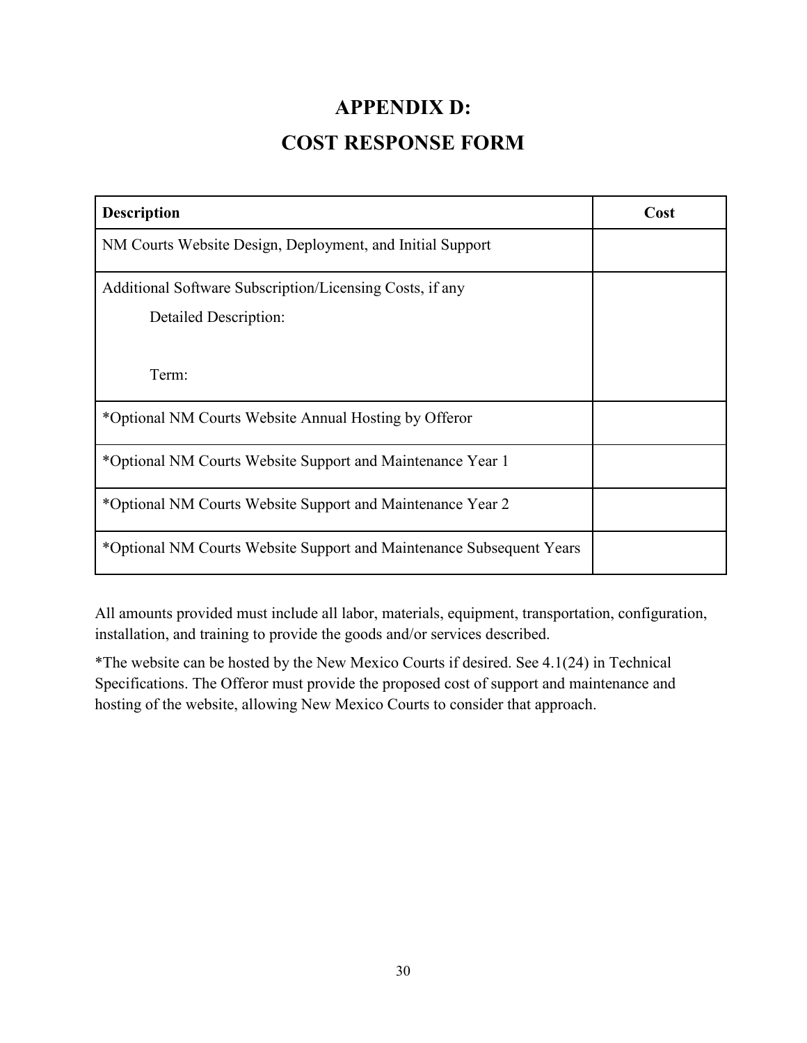# APPENDIX D:

# COST RESPONSE FORM

| Description | Cost |
|---|---|
| NM Courts Website Design, Deployment, and Initial Support | |
| Additional Software Subscription/Licensing Costs, if any<br>Detailed Description:<br><br>Term: | |
| *Optional NM Courts Website Annual Hosting by Offeror | |
| *Optional NM Courts Website Support and Maintenance Year 1 | |
| *Optional NM Courts Website Support and Maintenance Year 2 | |
| *Optional NM Courts Website Support and Maintenance Subsequent Years | |

All amounts provided must include all labor, materials, equipment, transportation, configuration, installation, and training to provide the goods and/or services described.

*The website can be hosted by the New Mexico Courts if desired. See 4.1(24) in Technical Specifications. The Offeror must provide the proposed cost of support and maintenance and hosting of the website, allowing New Mexico Courts to consider that approach.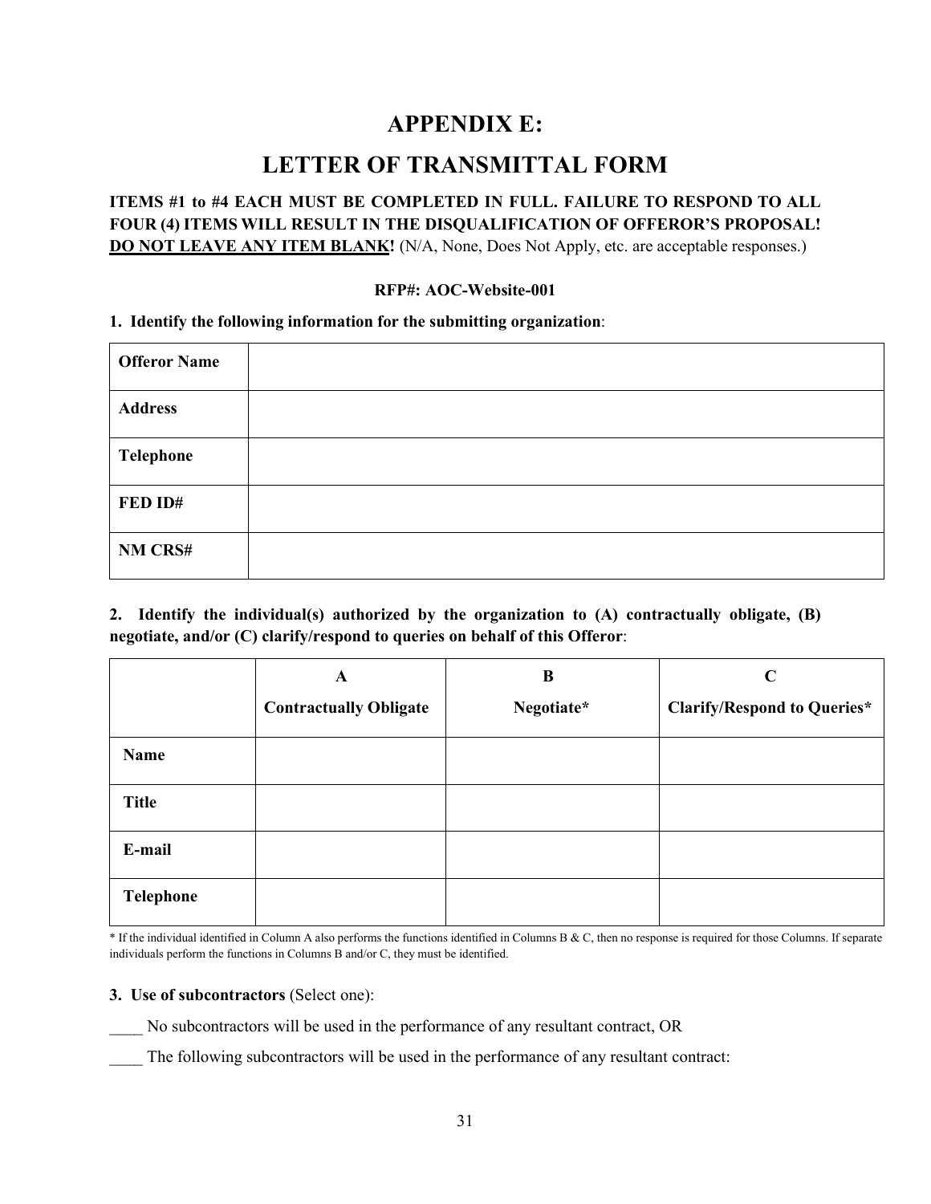# APPENDIX E:

# LETTER OF TRANSMITTAL FORM

**ITEMS #1 to #4 EACH MUST BE COMPLETED IN FULL. FAILURE TO RESPOND TO ALL FOUR (4) ITEMS WILL RESULT IN THE DISQUALIFICATION OF OFFEROR'S PROPOSAL! <u>DO NOT LEAVE ANY ITEM BLANK!</u>** (N/A, None, Does Not Apply, etc. are acceptable responses.)

**RFP#: AOC-Website-001**

**1. Identify the following information for the submitting organization**:

| | |
|---|---|
| **Offeror Name** | |
| **Address** | |
| **Telephone** | |
| **FED ID#** | |
| **NM CRS#** | |

**2. Identify the individual(s) authorized by the organization to (A) contractually obligate, (B) negotiate, and/or (C) clarify/respond to queries on behalf of this Offeror**:

| | **A**<br>**Contractually Obligate** | **B**<br>**Negotiate*** | **C**<br>**Clarify/Respond to Queries*** |
|---|---|---|---|
| **Name** | | | |
| **Title** | | | |
| **E-mail** | | | |
| **Telephone** | | | |

* If the individual identified in Column A also performs the functions identified in Columns B & C, then no response is required for those Columns. If separate individuals perform the functions in Columns B and/or C, they must be identified.

**3. Use of subcontractors** (Select one):

____ No subcontractors will be used in the performance of any resultant contract, OR

____ The following subcontractors will be used in the performance of any resultant contract: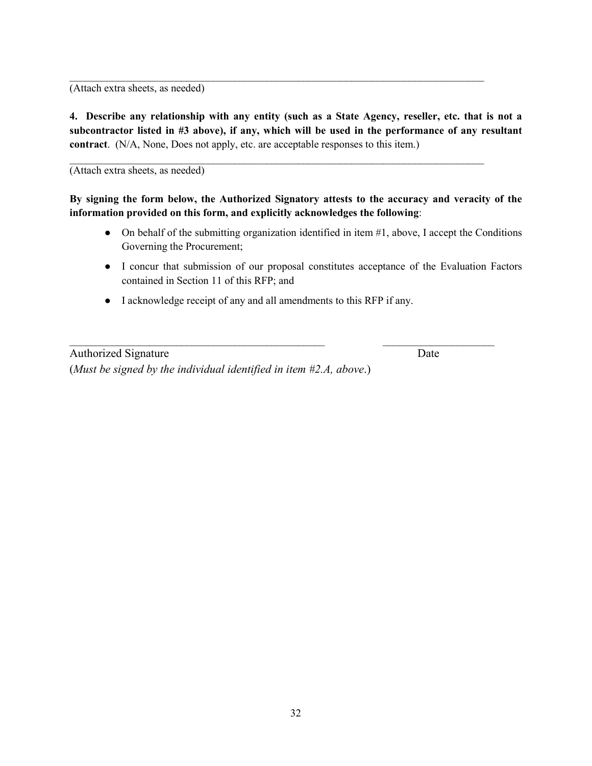______________________________________________________________________________
(Attach extra sheets, as needed)

**4. Describe any relationship with any entity (such as a State Agency, reseller, etc. that is not a subcontractor listed in #3 above), if any, which will be used in the performance of any resultant contract**. (N/A, None, Does not apply, etc. are acceptable responses to this item.)

______________________________________________________________________________
(Attach extra sheets, as needed)

**By signing the form below, the Authorized Signatory attests to the accuracy and veracity of the information provided on this form, and explicitly acknowledges the following**:

- On behalf of the submitting organization identified in item #1, above, I accept the Conditions Governing the Procurement;
- I concur that submission of our proposal constitutes acceptance of the Evaluation Factors contained in Section 11 of this RFP; and
- I acknowledge receipt of any and all amendments to this RFP if any.

_______________________________________________ ____________________
Authorized Signature Date
(*Must be signed by the individual identified in item #2.A, above*.)